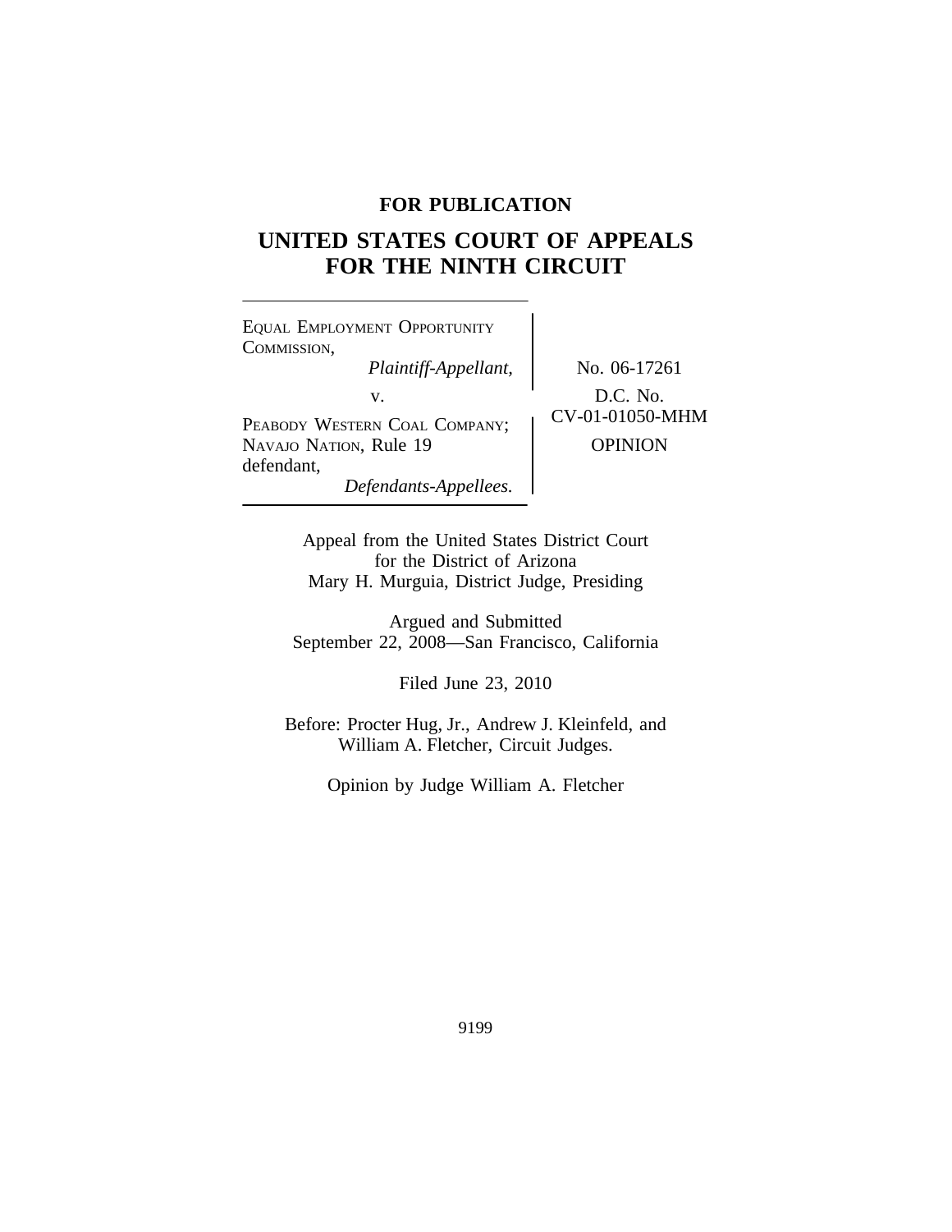**FOR PUBLICATION**

# UNITED STATES COURT OF APPEALS FOR THE NINTH CIRCUIT

EQUAL EMPLOYMENT OPPORTUNITY COMMISSION,
*Plaintiff-Appellant,*

v.

PEABODY WESTERN COAL COMPANY; NAVAJO NATION, Rule 19 defendant,
*Defendants-Appellees.*

No. 06-17261

D.C. No. CV-01-01050-MHM

OPINION

Appeal from the United States District Court for the District of Arizona
Mary H. Murguia, District Judge, Presiding

Argued and Submitted
September 22, 2008—San Francisco, California

Filed June 23, 2010

Before: Procter Hug, Jr., Andrew J. Kleinfeld, and William A. Fletcher, Circuit Judges.

Opinion by Judge William A. Fletcher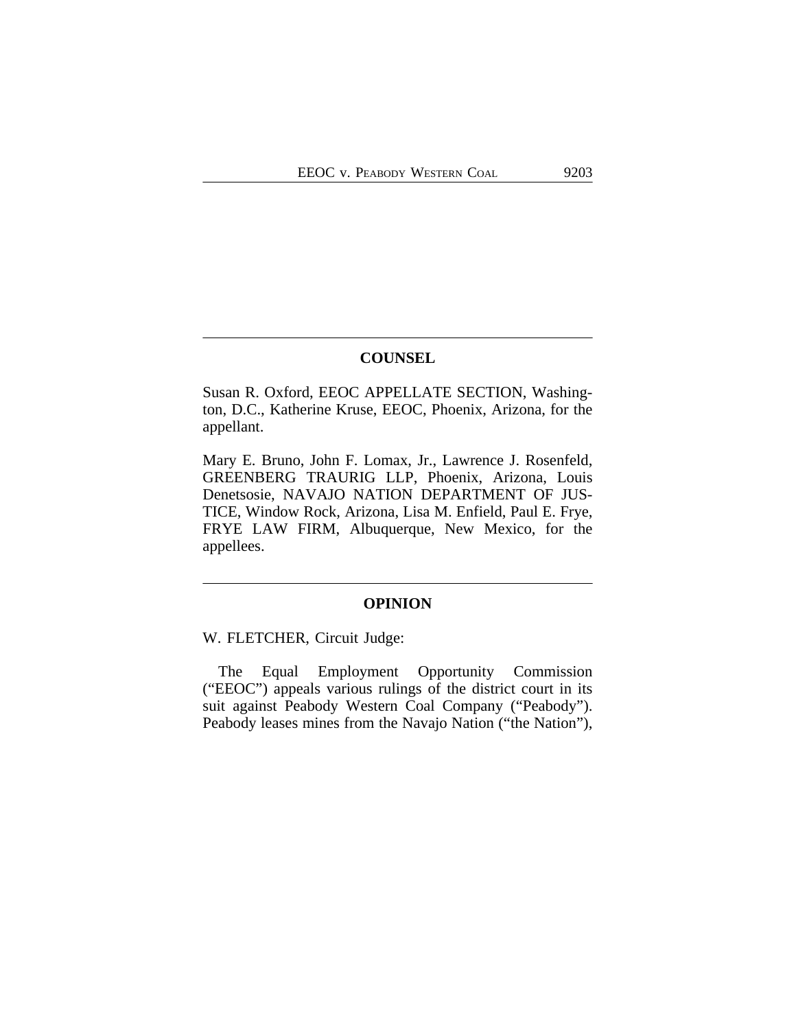## COUNSEL

Susan R. Oxford, EEOC APPELLATE SECTION, Washington, D.C., Katherine Kruse, EEOC, Phoenix, Arizona, for the appellant.

Mary E. Bruno, John F. Lomax, Jr., Lawrence J. Rosenfeld, GREENBERG TRAURIG LLP, Phoenix, Arizona, Louis Denetsosie, NAVAJO NATION DEPARTMENT OF JUSTICE, Window Rock, Arizona, Lisa M. Enfield, Paul E. Frye, FRYE LAW FIRM, Albuquerque, New Mexico, for the appellees.

## OPINION

W. FLETCHER, Circuit Judge:

The Equal Employment Opportunity Commission ("EEOC") appeals various rulings of the district court in its suit against Peabody Western Coal Company ("Peabody"). Peabody leases mines from the Navajo Nation ("the Nation"),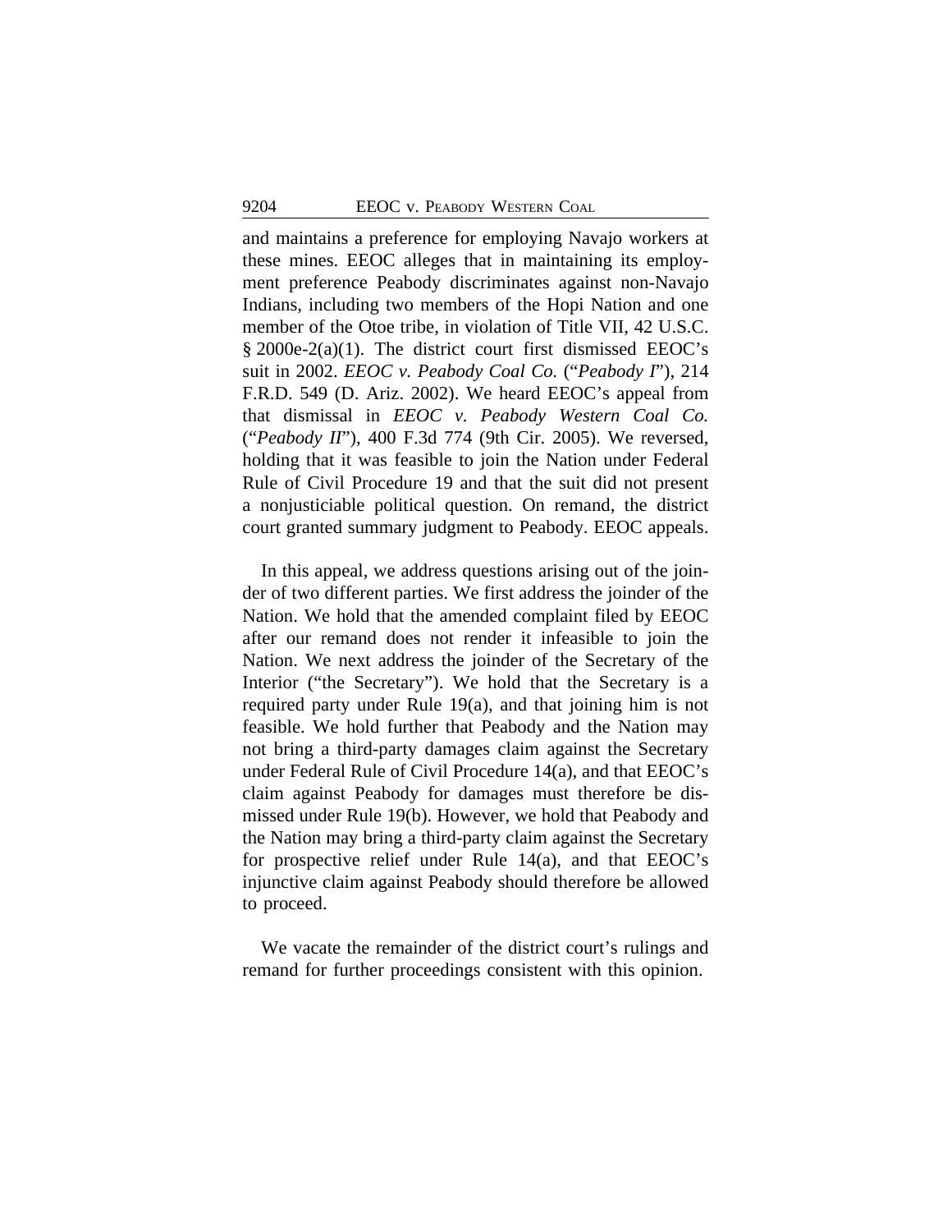and maintains a preference for employing Navajo workers at these mines. EEOC alleges that in maintaining its employment preference Peabody discriminates against non-Navajo Indians, including two members of the Hopi Nation and one member of the Otoe tribe, in violation of Title VII, 42 U.S.C. § 2000e-2(a)(1). The district court first dismissed EEOC's suit in 2002. *EEOC v. Peabody Coal Co.* ("*Peabody I*"), 214 F.R.D. 549 (D. Ariz. 2002). We heard EEOC's appeal from that dismissal in *EEOC v. Peabody Western Coal Co.* ("*Peabody II*"), 400 F.3d 774 (9th Cir. 2005). We reversed, holding that it was feasible to join the Nation under Federal Rule of Civil Procedure 19 and that the suit did not present a nonjusticiable political question. On remand, the district court granted summary judgment to Peabody. EEOC appeals.

In this appeal, we address questions arising out of the joinder of two different parties. We first address the joinder of the Nation. We hold that the amended complaint filed by EEOC after our remand does not render it infeasible to join the Nation. We next address the joinder of the Secretary of the Interior ("the Secretary"). We hold that the Secretary is a required party under Rule 19(a), and that joining him is not feasible. We hold further that Peabody and the Nation may not bring a third-party damages claim against the Secretary under Federal Rule of Civil Procedure 14(a), and that EEOC's claim against Peabody for damages must therefore be dismissed under Rule 19(b). However, we hold that Peabody and the Nation may bring a third-party claim against the Secretary for prospective relief under Rule 14(a), and that EEOC's injunctive claim against Peabody should therefore be allowed to proceed.

We vacate the remainder of the district court's rulings and remand for further proceedings consistent with this opinion.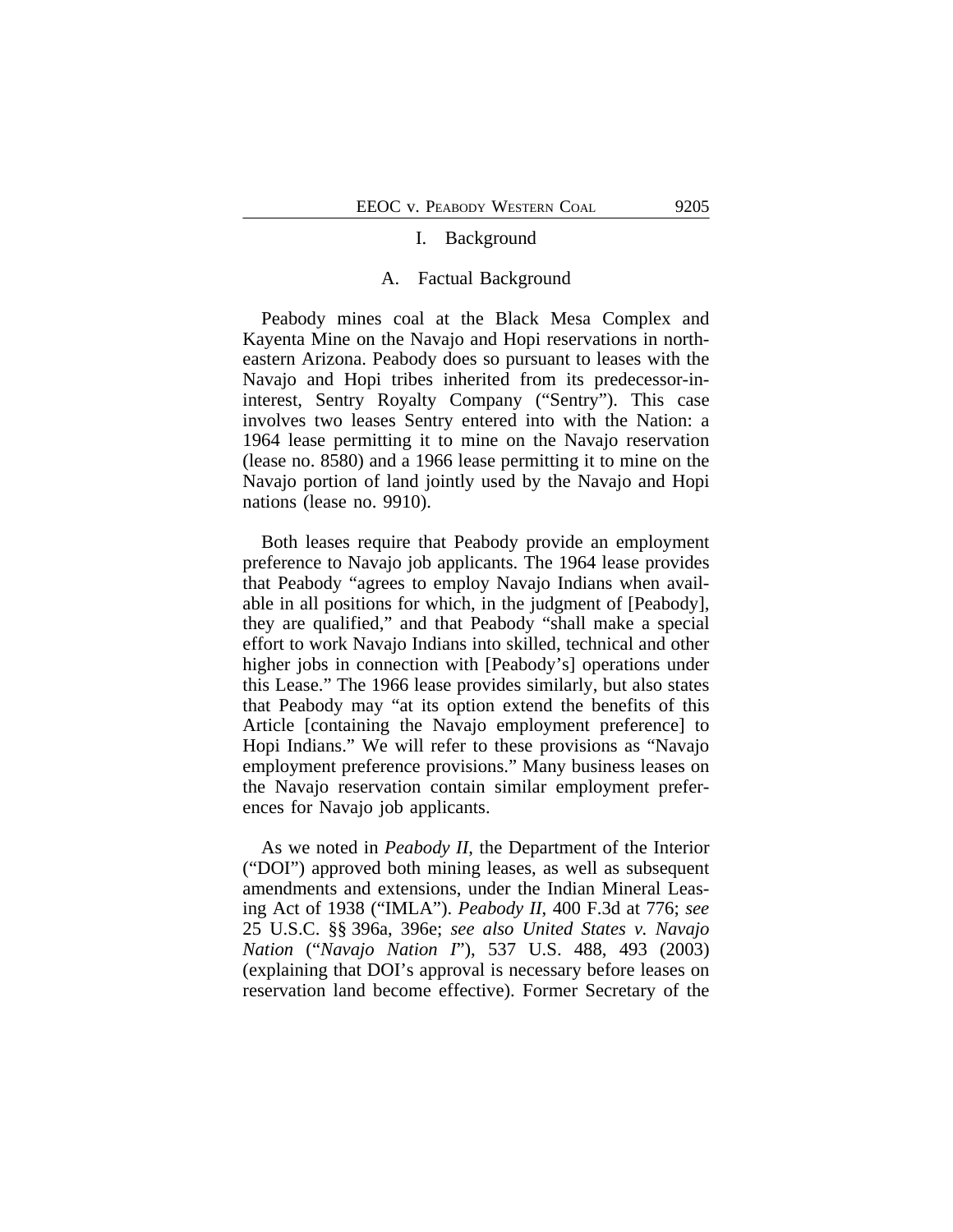## I. Background

### A. Factual Background

Peabody mines coal at the Black Mesa Complex and Kayenta Mine on the Navajo and Hopi reservations in northeastern Arizona. Peabody does so pursuant to leases with the Navajo and Hopi tribes inherited from its predecessor-in-interest, Sentry Royalty Company ("Sentry"). This case involves two leases Sentry entered into with the Nation: a 1964 lease permitting it to mine on the Navajo reservation (lease no. 8580) and a 1966 lease permitting it to mine on the Navajo portion of land jointly used by the Navajo and Hopi nations (lease no. 9910).

Both leases require that Peabody provide an employment preference to Navajo job applicants. The 1964 lease provides that Peabody "agrees to employ Navajo Indians when available in all positions for which, in the judgment of [Peabody], they are qualified," and that Peabody "shall make a special effort to work Navajo Indians into skilled, technical and other higher jobs in connection with [Peabody's] operations under this Lease." The 1966 lease provides similarly, but also states that Peabody may "at its option extend the benefits of this Article [containing the Navajo employment preference] to Hopi Indians." We will refer to these provisions as "Navajo employment preference provisions." Many business leases on the Navajo reservation contain similar employment preferences for Navajo job applicants.

As we noted in *Peabody II*, the Department of the Interior ("DOI") approved both mining leases, as well as subsequent amendments and extensions, under the Indian Mineral Leasing Act of 1938 ("IMLA"). *Peabody II*, 400 F.3d at 776; *see* 25 U.S.C. §§ 396a, 396e; *see also United States v. Navajo Nation* ("*Navajo Nation I*"), 537 U.S. 488, 493 (2003) (explaining that DOI's approval is necessary before leases on reservation land become effective). Former Secretary of the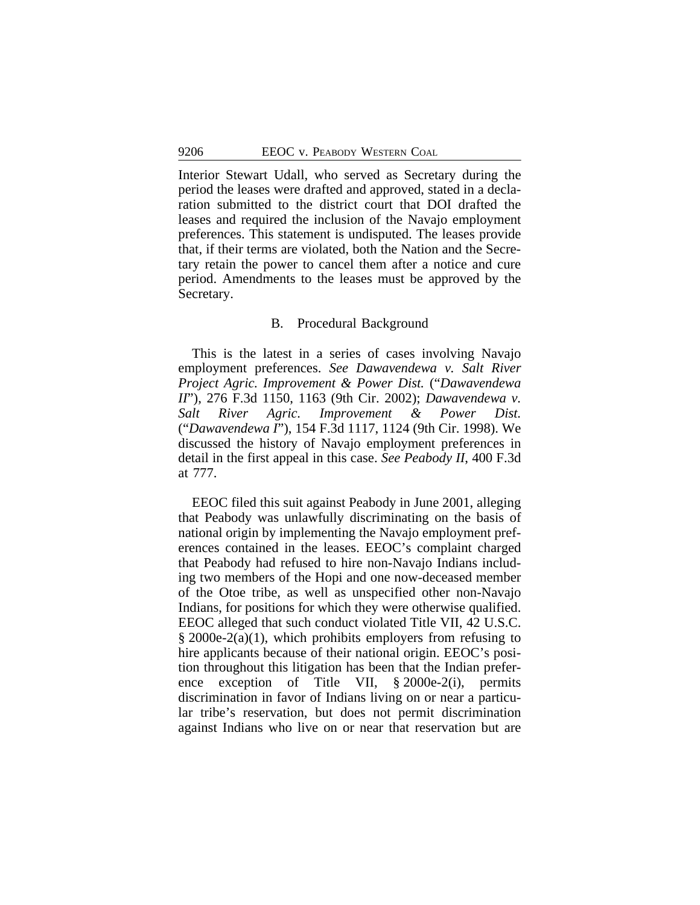Interior Stewart Udall, who served as Secretary during the period the leases were drafted and approved, stated in a declaration submitted to the district court that DOI drafted the leases and required the inclusion of the Navajo employment preferences. This statement is undisputed. The leases provide that, if their terms are violated, both the Nation and the Secretary retain the power to cancel them after a notice and cure period. Amendments to the leases must be approved by the Secretary.

### B. Procedural Background

This is the latest in a series of cases involving Navajo employment preferences. *See Dawavendewa v. Salt River Project Agric. Improvement & Power Dist.* ("*Dawavendewa II*"), 276 F.3d 1150, 1163 (9th Cir. 2002); *Dawavendewa v. Salt River Agric. Improvement & Power Dist.* ("*Dawavendewa I*"), 154 F.3d 1117, 1124 (9th Cir. 1998). We discussed the history of Navajo employment preferences in detail in the first appeal in this case. *See Peabody II*, 400 F.3d at 777.

EEOC filed this suit against Peabody in June 2001, alleging that Peabody was unlawfully discriminating on the basis of national origin by implementing the Navajo employment preferences contained in the leases. EEOC's complaint charged that Peabody had refused to hire non-Navajo Indians including two members of the Hopi and one now-deceased member of the Otoe tribe, as well as unspecified other non-Navajo Indians, for positions for which they were otherwise qualified. EEOC alleged that such conduct violated Title VII, 42 U.S.C. § 2000e-2(a)(1), which prohibits employers from refusing to hire applicants because of their national origin. EEOC's position throughout this litigation has been that the Indian preference exception of Title VII, § 2000e-2(i), permits discrimination in favor of Indians living on or near a particular tribe's reservation, but does not permit discrimination against Indians who live on or near that reservation but are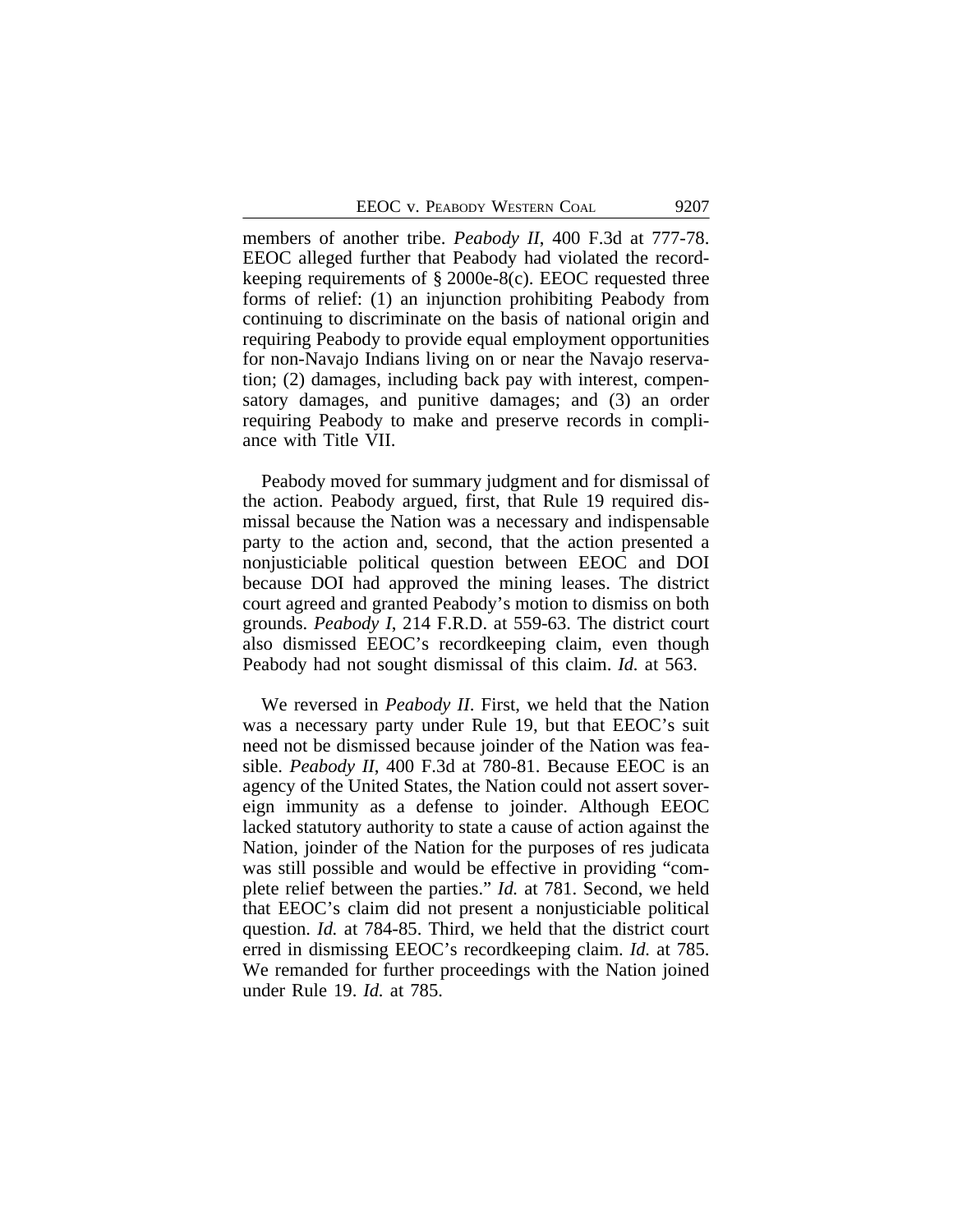members of another tribe. *Peabody II*, 400 F.3d at 777-78. EEOC alleged further that Peabody had violated the recordkeeping requirements of § 2000e-8(c). EEOC requested three forms of relief: (1) an injunction prohibiting Peabody from continuing to discriminate on the basis of national origin and requiring Peabody to provide equal employment opportunities for non-Navajo Indians living on or near the Navajo reservation; (2) damages, including back pay with interest, compensatory damages, and punitive damages; and (3) an order requiring Peabody to make and preserve records in compliance with Title VII.

Peabody moved for summary judgment and for dismissal of the action. Peabody argued, first, that Rule 19 required dismissal because the Nation was a necessary and indispensable party to the action and, second, that the action presented a nonjusticiable political question between EEOC and DOI because DOI had approved the mining leases. The district court agreed and granted Peabody's motion to dismiss on both grounds. *Peabody I*, 214 F.R.D. at 559-63. The district court also dismissed EEOC's recordkeeping claim, even though Peabody had not sought dismissal of this claim. *Id.* at 563.

We reversed in *Peabody II*. First, we held that the Nation was a necessary party under Rule 19, but that EEOC's suit need not be dismissed because joinder of the Nation was feasible. *Peabody II*, 400 F.3d at 780-81. Because EEOC is an agency of the United States, the Nation could not assert sovereign immunity as a defense to joinder. Although EEOC lacked statutory authority to state a cause of action against the Nation, joinder of the Nation for the purposes of res judicata was still possible and would be effective in providing "complete relief between the parties." *Id.* at 781. Second, we held that EEOC's claim did not present a nonjusticiable political question. *Id.* at 784-85. Third, we held that the district court erred in dismissing EEOC's recordkeeping claim. *Id.* at 785. We remanded for further proceedings with the Nation joined under Rule 19. *Id.* at 785.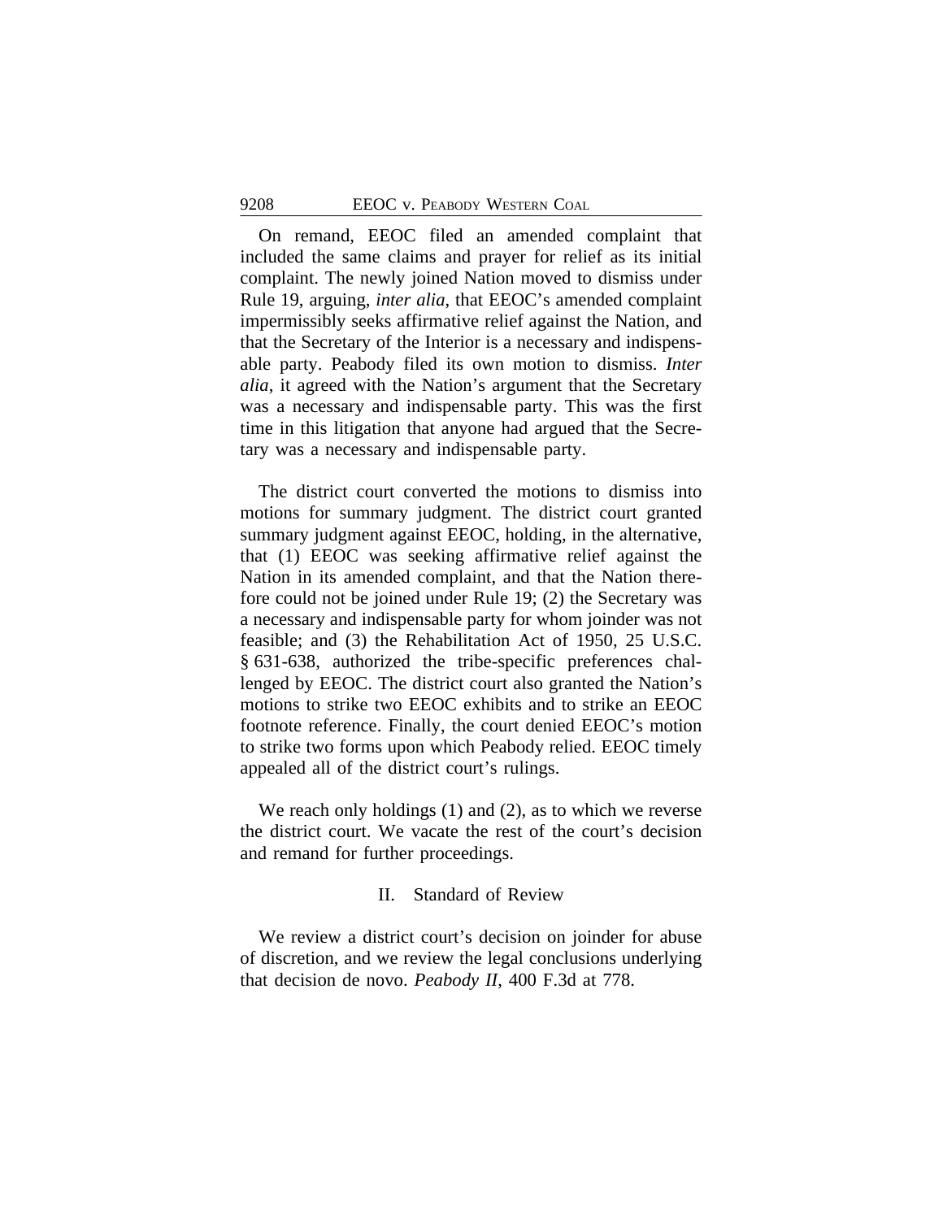On remand, EEOC filed an amended complaint that included the same claims and prayer for relief as its initial complaint. The newly joined Nation moved to dismiss under Rule 19, arguing, *inter alia*, that EEOC's amended complaint impermissibly seeks affirmative relief against the Nation, and that the Secretary of the Interior is a necessary and indispensable party. Peabody filed its own motion to dismiss. *Inter alia*, it agreed with the Nation's argument that the Secretary was a necessary and indispensable party. This was the first time in this litigation that anyone had argued that the Secretary was a necessary and indispensable party.

The district court converted the motions to dismiss into motions for summary judgment. The district court granted summary judgment against EEOC, holding, in the alternative, that (1) EEOC was seeking affirmative relief against the Nation in its amended complaint, and that the Nation therefore could not be joined under Rule 19; (2) the Secretary was a necessary and indispensable party for whom joinder was not feasible; and (3) the Rehabilitation Act of 1950, 25 U.S.C. § 631-638, authorized the tribe-specific preferences challenged by EEOC. The district court also granted the Nation's motions to strike two EEOC exhibits and to strike an EEOC footnote reference. Finally, the court denied EEOC's motion to strike two forms upon which Peabody relied. EEOC timely appealed all of the district court's rulings.

We reach only holdings (1) and (2), as to which we reverse the district court. We vacate the rest of the court's decision and remand for further proceedings.

## II. Standard of Review

We review a district court's decision on joinder for abuse of discretion, and we review the legal conclusions underlying that decision de novo. *Peabody II*, 400 F.3d at 778.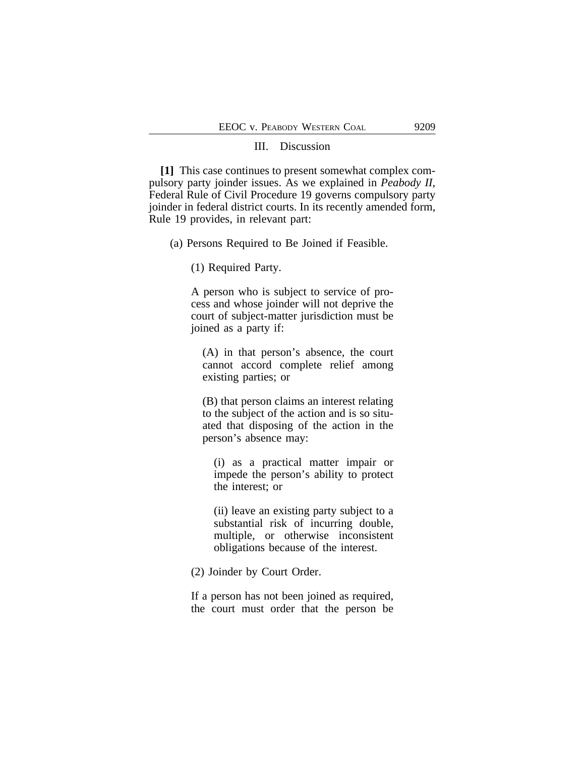## III. Discussion

**[1]** This case continues to present somewhat complex compulsory party joinder issues. As we explained in *Peabody II*, Federal Rule of Civil Procedure 19 governs compulsory party joinder in federal district courts. In its recently amended form, Rule 19 provides, in relevant part:

> (a) Persons Required to Be Joined if Feasible.
>
> > (1) Required Party.
> >
> > A person who is subject to service of process and whose joinder will not deprive the court of subject-matter jurisdiction must be joined as a party if:
> >
> > > (A) in that person's absence, the court cannot accord complete relief among existing parties; or
> > >
> > > (B) that person claims an interest relating to the subject of the action and is so situated that disposing of the action in the person's absence may:
> > >
> > > > (i) as a practical matter impair or impede the person's ability to protect the interest; or
> > > >
> > > > (ii) leave an existing party subject to a substantial risk of incurring double, multiple, or otherwise inconsistent obligations because of the interest.
> >
> > (2) Joinder by Court Order.
> >
> > If a person has not been joined as required, the court must order that the person be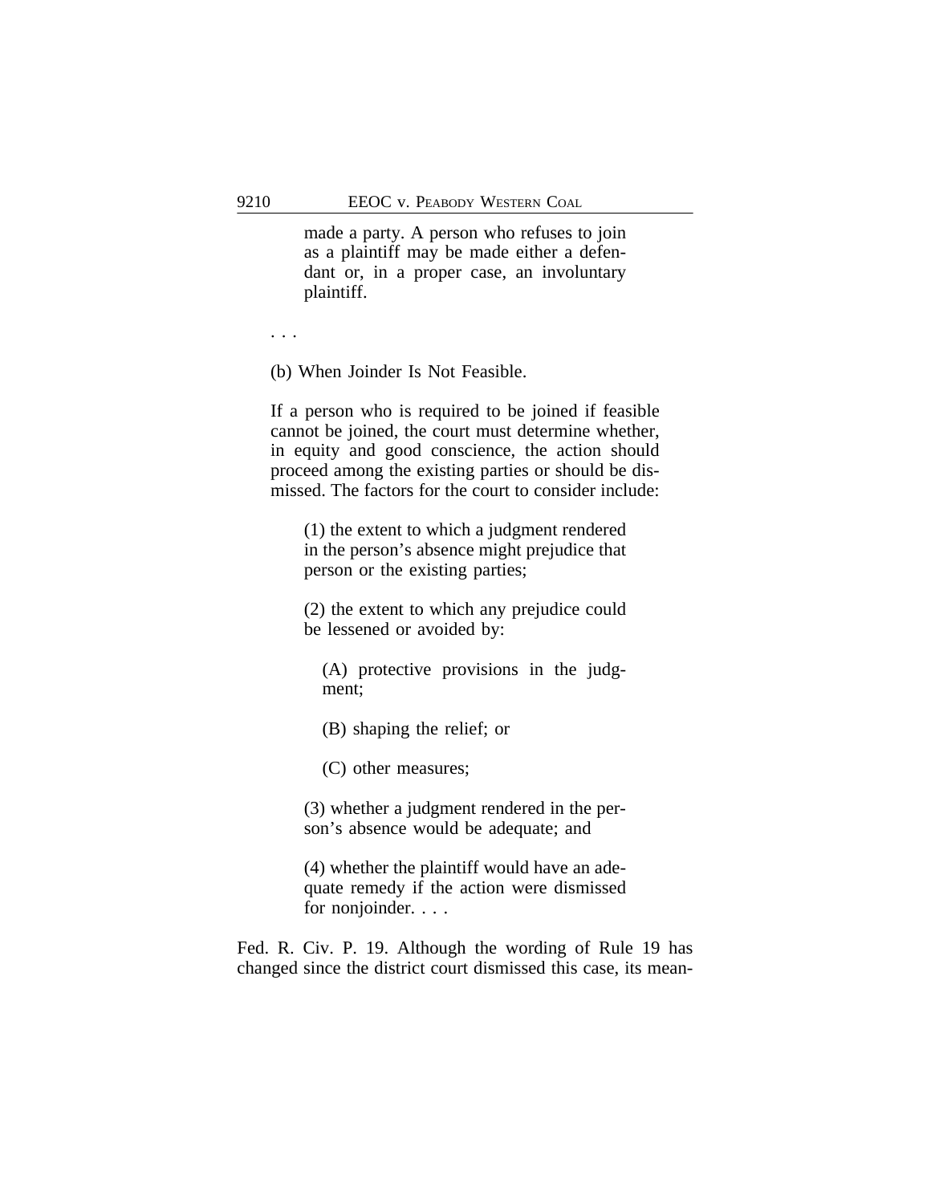> made a party. A person who refuses to join as a plaintiff may be made either a defendant or, in a proper case, an involuntary plaintiff.
>
> . . .
>
> (b) When Joinder Is Not Feasible.
>
> If a person who is required to be joined if feasible cannot be joined, the court must determine whether, in equity and good conscience, the action should proceed among the existing parties or should be dismissed. The factors for the court to consider include:
>
> (1) the extent to which a judgment rendered in the person's absence might prejudice that person or the existing parties;
>
> (2) the extent to which any prejudice could be lessened or avoided by:
>
> (A) protective provisions in the judgment;
>
> (B) shaping the relief; or
>
> (C) other measures;
>
> (3) whether a judgment rendered in the person's absence would be adequate; and
>
> (4) whether the plaintiff would have an adequate remedy if the action were dismissed for nonjoinder. . . .

Fed. R. Civ. P. 19. Although the wording of Rule 19 has changed since the district court dismissed this case, its mean-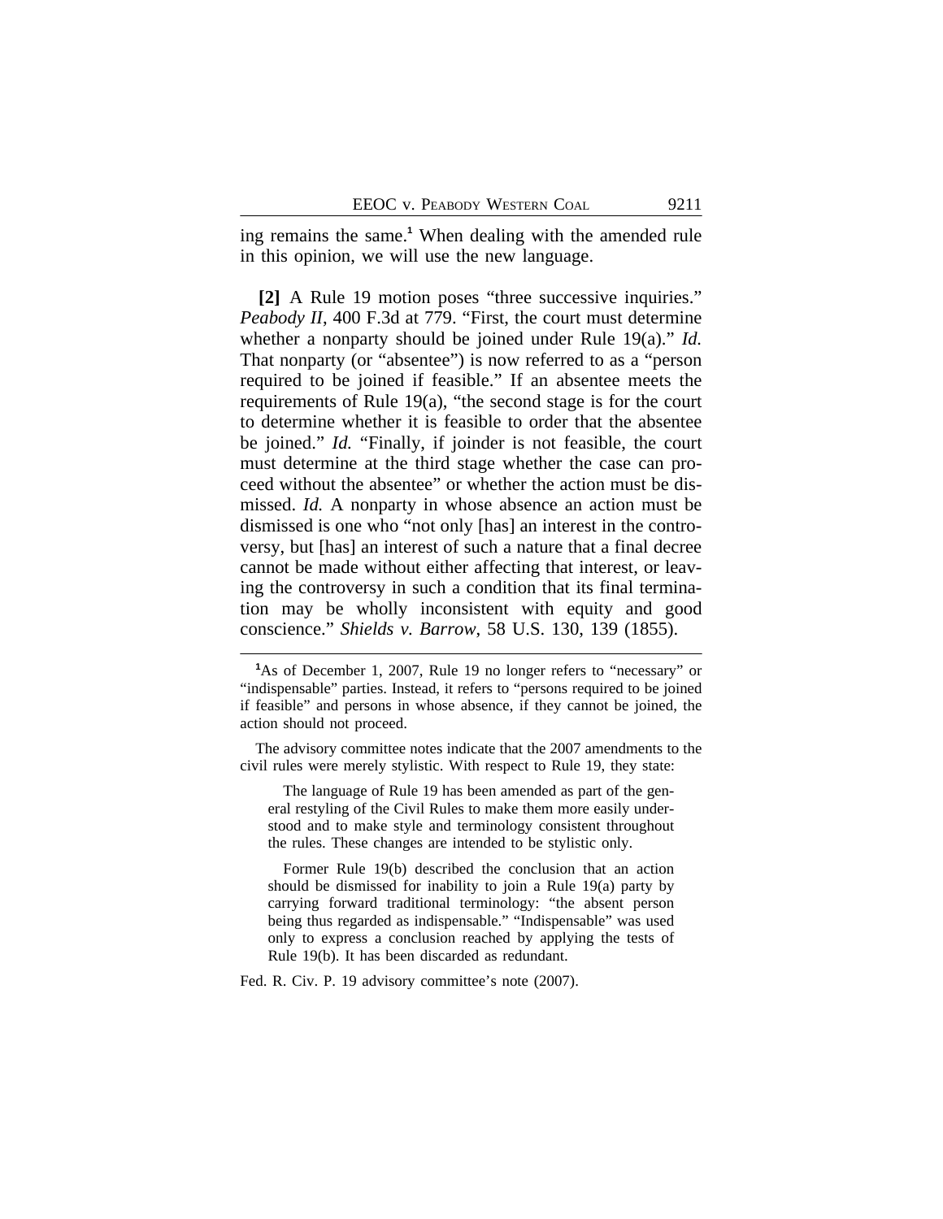ing remains the same.[1] When dealing with the amended rule in this opinion, we will use the new language.

**[2]** A Rule 19 motion poses "three successive inquiries." *Peabody II*, 400 F.3d at 779. "First, the court must determine whether a nonparty should be joined under Rule 19(a)." *Id.* That nonparty (or "absentee") is now referred to as a "person required to be joined if feasible." If an absentee meets the requirements of Rule 19(a), "the second stage is for the court to determine whether it is feasible to order that the absentee be joined." *Id.* "Finally, if joinder is not feasible, the court must determine at the third stage whether the case can proceed without the absentee" or whether the action must be dismissed. *Id.* A nonparty in whose absence an action must be dismissed is one who "not only [has] an interest in the controversy, but [has] an interest of such a nature that a final decree cannot be made without either affecting that interest, or leaving the controversy in such a condition that its final termination may be wholly inconsistent with equity and good conscience." *Shields v. Barrow*, 58 U.S. 130, 139 (1855).

---

[1]As of December 1, 2007, Rule 19 no longer refers to "necessary" or "indispensable" parties. Instead, it refers to "persons required to be joined if feasible" and persons in whose absence, if they cannot be joined, the action should not proceed.

The advisory committee notes indicate that the 2007 amendments to the civil rules were merely stylistic. With respect to Rule 19, they state:

> The language of Rule 19 has been amended as part of the general restyling of the Civil Rules to make them more easily understood and to make style and terminology consistent throughout the rules. These changes are intended to be stylistic only.
>
> Former Rule 19(b) described the conclusion that an action should be dismissed for inability to join a Rule 19(a) party by carrying forward traditional terminology: "the absent person being thus regarded as indispensable." "Indispensable" was used only to express a conclusion reached by applying the tests of Rule 19(b). It has been discarded as redundant.

Fed. R. Civ. P. 19 advisory committee's note (2007).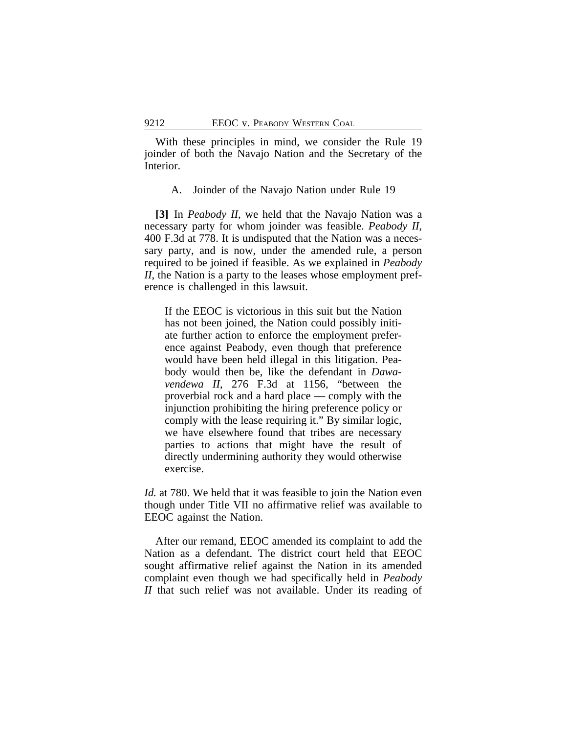With these principles in mind, we consider the Rule 19 joinder of both the Navajo Nation and the Secretary of the Interior.

### A. Joinder of the Navajo Nation under Rule 19

**[3]** In *Peabody II*, we held that the Navajo Nation was a necessary party for whom joinder was feasible. *Peabody II*, 400 F.3d at 778. It is undisputed that the Nation was a necessary party, and is now, under the amended rule, a person required to be joined if feasible. As we explained in *Peabody II*, the Nation is a party to the leases whose employment preference is challenged in this lawsuit.

> If the EEOC is victorious in this suit but the Nation has not been joined, the Nation could possibly initiate further action to enforce the employment preference against Peabody, even though that preference would have been held illegal in this litigation. Peabody would then be, like the defendant in *Dawavendewa II*, 276 F.3d at 1156, "between the proverbial rock and a hard place — comply with the injunction prohibiting the hiring preference policy or comply with the lease requiring it." By similar logic, we have elsewhere found that tribes are necessary parties to actions that might have the result of directly undermining authority they would otherwise exercise.

*Id.* at 780. We held that it was feasible to join the Nation even though under Title VII no affirmative relief was available to EEOC against the Nation.

After our remand, EEOC amended its complaint to add the Nation as a defendant. The district court held that EEOC sought affirmative relief against the Nation in its amended complaint even though we had specifically held in *Peabody II* that such relief was not available. Under its reading of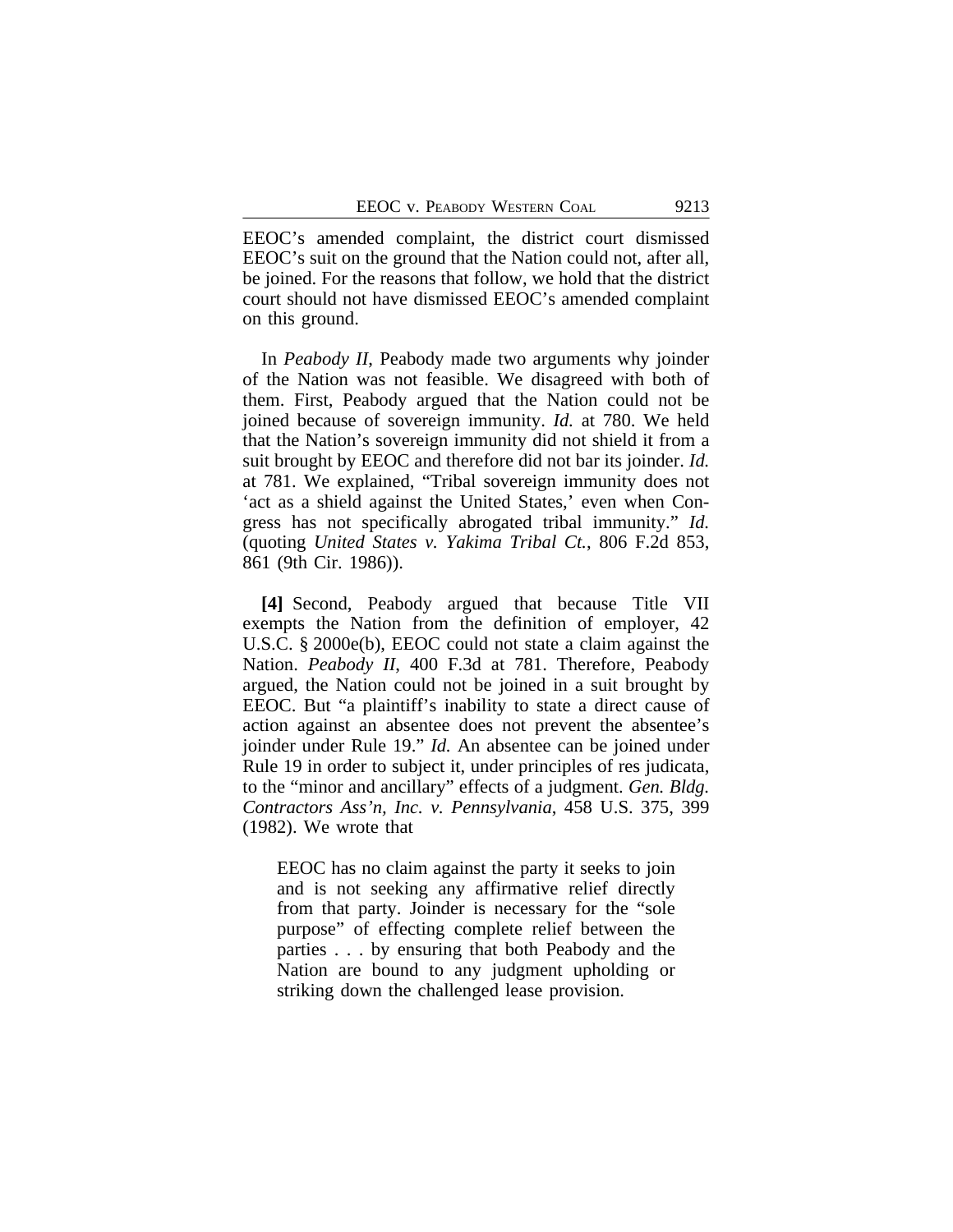EEOC's amended complaint, the district court dismissed EEOC's suit on the ground that the Nation could not, after all, be joined. For the reasons that follow, we hold that the district court should not have dismissed EEOC's amended complaint on this ground.

In *Peabody II*, Peabody made two arguments why joinder of the Nation was not feasible. We disagreed with both of them. First, Peabody argued that the Nation could not be joined because of sovereign immunity. *Id.* at 780. We held that the Nation's sovereign immunity did not shield it from a suit brought by EEOC and therefore did not bar its joinder. *Id.* at 781. We explained, "Tribal sovereign immunity does not 'act as a shield against the United States,' even when Congress has not specifically abrogated tribal immunity." *Id.* (quoting *United States v. Yakima Tribal Ct.*, 806 F.2d 853, 861 (9th Cir. 1986)).

**[4]** Second, Peabody argued that because Title VII exempts the Nation from the definition of employer, 42 U.S.C. § 2000e(b), EEOC could not state a claim against the Nation. *Peabody II*, 400 F.3d at 781. Therefore, Peabody argued, the Nation could not be joined in a suit brought by EEOC. But "a plaintiff's inability to state a direct cause of action against an absentee does not prevent the absentee's joinder under Rule 19." *Id.* An absentee can be joined under Rule 19 in order to subject it, under principles of res judicata, to the "minor and ancillary" effects of a judgment. *Gen. Bldg. Contractors Ass'n, Inc. v. Pennsylvania*, 458 U.S. 375, 399 (1982). We wrote that

> EEOC has no claim against the party it seeks to join and is not seeking any affirmative relief directly from that party. Joinder is necessary for the "sole purpose" of effecting complete relief between the parties . . . by ensuring that both Peabody and the Nation are bound to any judgment upholding or striking down the challenged lease provision.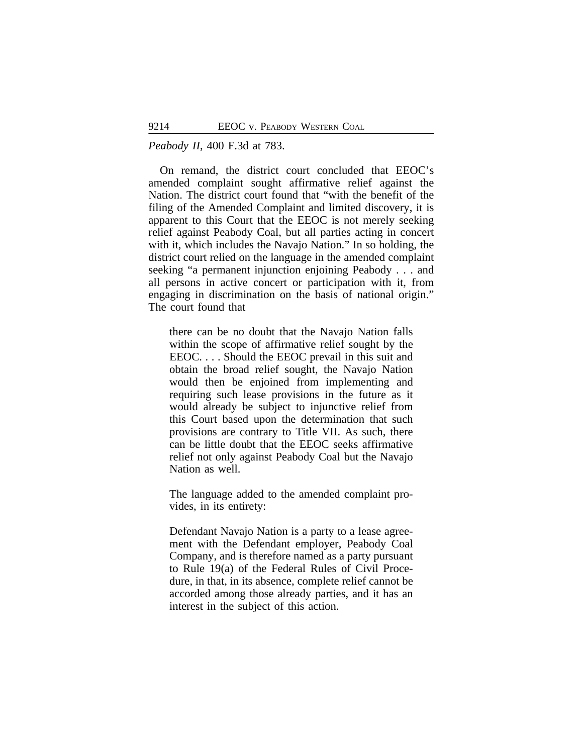*Peabody II*, 400 F.3d at 783.

On remand, the district court concluded that EEOC's amended complaint sought affirmative relief against the Nation. The district court found that "with the benefit of the filing of the Amended Complaint and limited discovery, it is apparent to this Court that the EEOC is not merely seeking relief against Peabody Coal, but all parties acting in concert with it, which includes the Navajo Nation." In so holding, the district court relied on the language in the amended complaint seeking "a permanent injunction enjoining Peabody . . . and all persons in active concert or participation with it, from engaging in discrimination on the basis of national origin." The court found that

> there can be no doubt that the Navajo Nation falls within the scope of affirmative relief sought by the EEOC. . . . Should the EEOC prevail in this suit and obtain the broad relief sought, the Navajo Nation would then be enjoined from implementing and requiring such lease provisions in the future as it would already be subject to injunctive relief from this Court based upon the determination that such provisions are contrary to Title VII. As such, there can be little doubt that the EEOC seeks affirmative relief not only against Peabody Coal but the Navajo Nation as well.
>
> The language added to the amended complaint provides, in its entirety:
>
> Defendant Navajo Nation is a party to a lease agreement with the Defendant employer, Peabody Coal Company, and is therefore named as a party pursuant to Rule 19(a) of the Federal Rules of Civil Procedure, in that, in its absence, complete relief cannot be accorded among those already parties, and it has an interest in the subject of this action.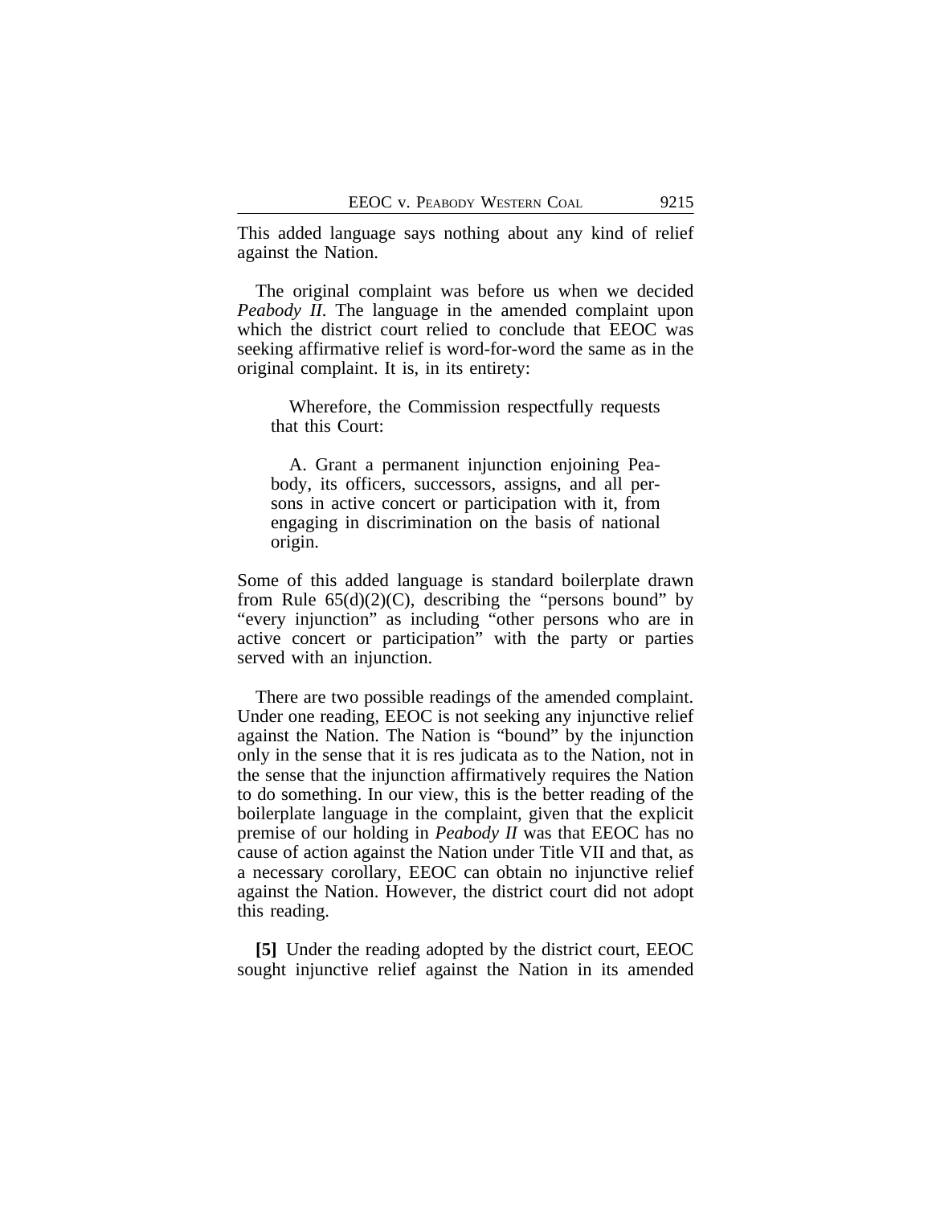This added language says nothing about any kind of relief against the Nation.

The original complaint was before us when we decided *Peabody II*. The language in the amended complaint upon which the district court relied to conclude that EEOC was seeking affirmative relief is word-for-word the same as in the original complaint. It is, in its entirety:

> Wherefore, the Commission respectfully requests that this Court:
>
> A. Grant a permanent injunction enjoining Peabody, its officers, successors, assigns, and all persons in active concert or participation with it, from engaging in discrimination on the basis of national origin.

Some of this added language is standard boilerplate drawn from Rule 65(d)(2)(C), describing the "persons bound" by "every injunction" as including "other persons who are in active concert or participation" with the party or parties served with an injunction.

There are two possible readings of the amended complaint. Under one reading, EEOC is not seeking any injunctive relief against the Nation. The Nation is "bound" by the injunction only in the sense that it is res judicata as to the Nation, not in the sense that the injunction affirmatively requires the Nation to do something. In our view, this is the better reading of the boilerplate language in the complaint, given that the explicit premise of our holding in *Peabody II* was that EEOC has no cause of action against the Nation under Title VII and that, as a necessary corollary, EEOC can obtain no injunctive relief against the Nation. However, the district court did not adopt this reading.

**[5]** Under the reading adopted by the district court, EEOC sought injunctive relief against the Nation in its amended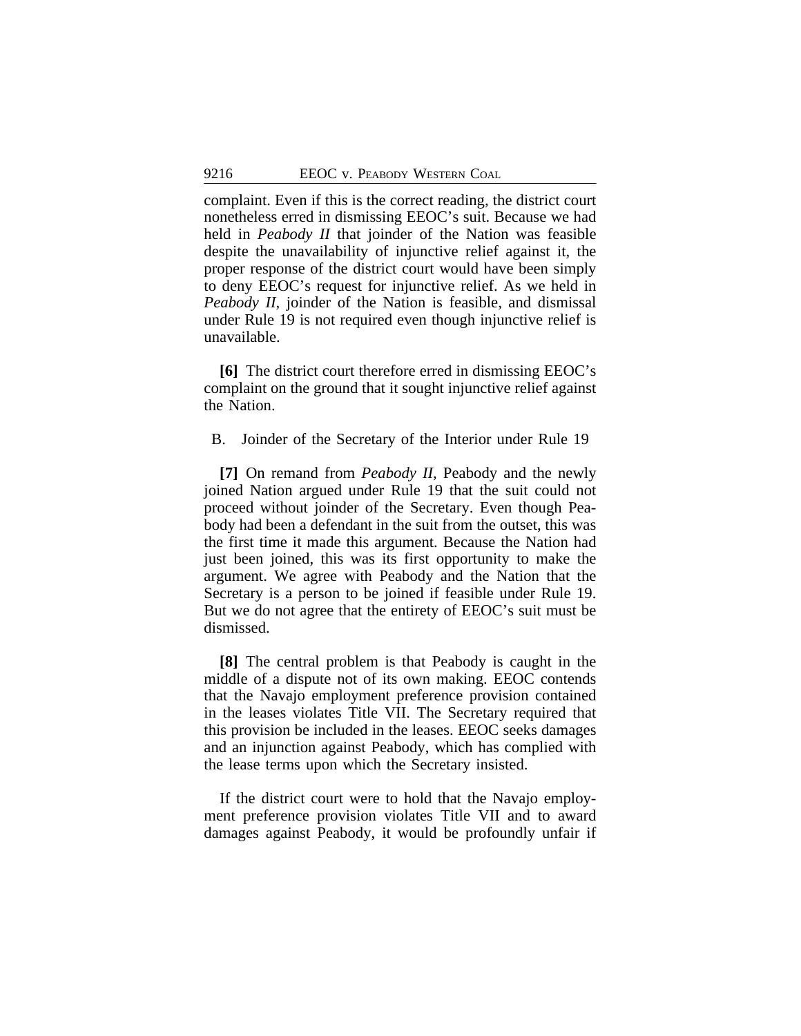complaint. Even if this is the correct reading, the district court nonetheless erred in dismissing EEOC's suit. Because we had held in *Peabody II* that joinder of the Nation was feasible despite the unavailability of injunctive relief against it, the proper response of the district court would have been simply to deny EEOC's request for injunctive relief. As we held in *Peabody II*, joinder of the Nation is feasible, and dismissal under Rule 19 is not required even though injunctive relief is unavailable.

**[6]** The district court therefore erred in dismissing EEOC's complaint on the ground that it sought injunctive relief against the Nation.

### B. Joinder of the Secretary of the Interior under Rule 19

**[7]** On remand from *Peabody II*, Peabody and the newly joined Nation argued under Rule 19 that the suit could not proceed without joinder of the Secretary. Even though Peabody had been a defendant in the suit from the outset, this was the first time it made this argument. Because the Nation had just been joined, this was its first opportunity to make the argument. We agree with Peabody and the Nation that the Secretary is a person to be joined if feasible under Rule 19. But we do not agree that the entirety of EEOC's suit must be dismissed.

**[8]** The central problem is that Peabody is caught in the middle of a dispute not of its own making. EEOC contends that the Navajo employment preference provision contained in the leases violates Title VII. The Secretary required that this provision be included in the leases. EEOC seeks damages and an injunction against Peabody, which has complied with the lease terms upon which the Secretary insisted.

If the district court were to hold that the Navajo employment preference provision violates Title VII and to award damages against Peabody, it would be profoundly unfair if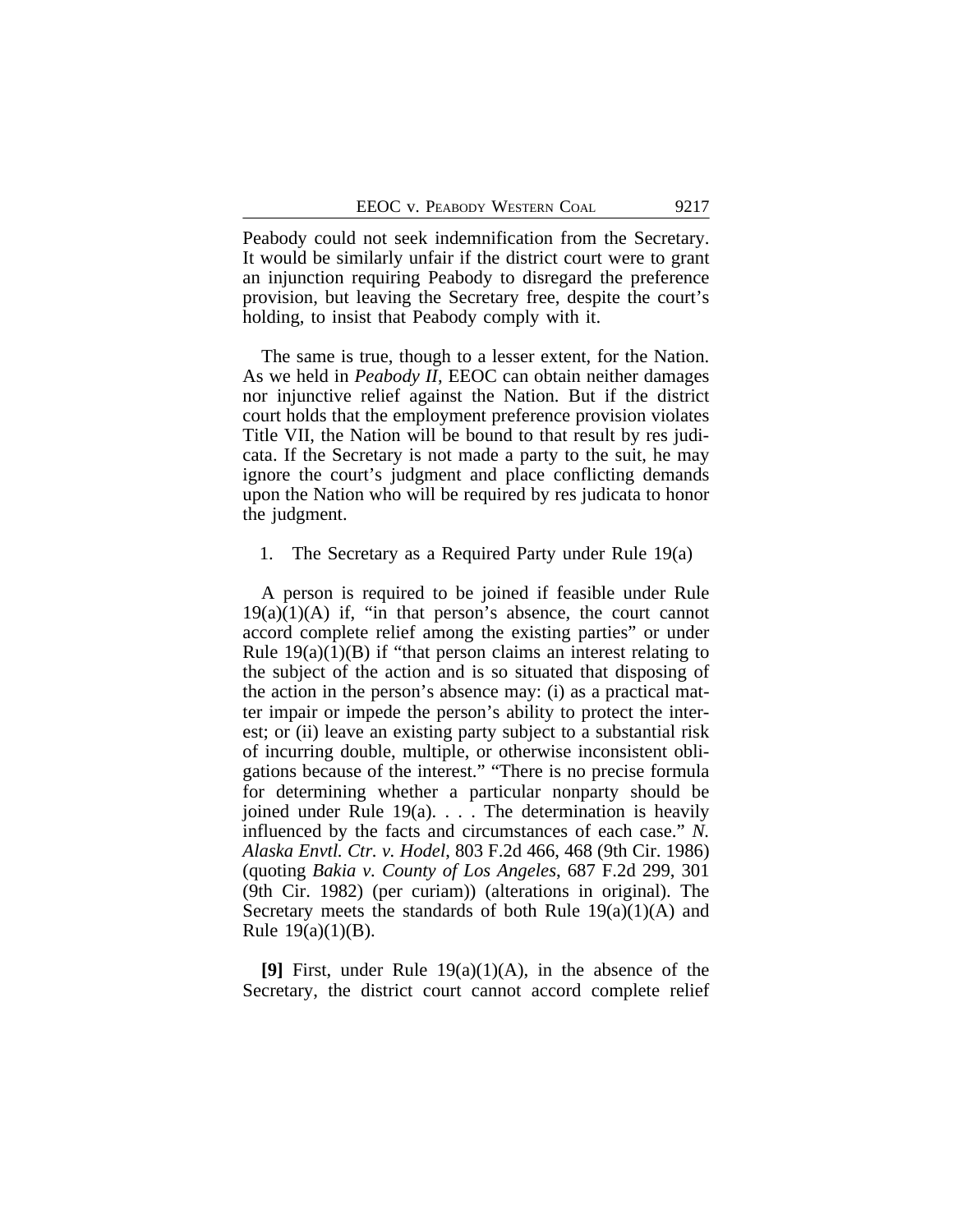Peabody could not seek indemnification from the Secretary. It would be similarly unfair if the district court were to grant an injunction requiring Peabody to disregard the preference provision, but leaving the Secretary free, despite the court's holding, to insist that Peabody comply with it.

The same is true, though to a lesser extent, for the Nation. As we held in *Peabody II*, EEOC can obtain neither damages nor injunctive relief against the Nation. But if the district court holds that the employment preference provision violates Title VII, the Nation will be bound to that result by res judicata. If the Secretary is not made a party to the suit, he may ignore the court's judgment and place conflicting demands upon the Nation who will be required by res judicata to honor the judgment.

1. The Secretary as a Required Party under Rule 19(a)

A person is required to be joined if feasible under Rule 19(a)(1)(A) if, "in that person's absence, the court cannot accord complete relief among the existing parties" or under Rule 19(a)(1)(B) if "that person claims an interest relating to the subject of the action and is so situated that disposing of the action in the person's absence may: (i) as a practical matter impair or impede the person's ability to protect the interest; or (ii) leave an existing party subject to a substantial risk of incurring double, multiple, or otherwise inconsistent obligations because of the interest." "There is no precise formula for determining whether a particular nonparty should be joined under Rule 19(a). . . . The determination is heavily influenced by the facts and circumstances of each case." *N. Alaska Envtl. Ctr. v. Hodel*, 803 F.2d 466, 468 (9th Cir. 1986) (quoting *Bakia v. County of Los Angeles*, 687 F.2d 299, 301 (9th Cir. 1982) (per curiam)) (alterations in original). The Secretary meets the standards of both Rule 19(a)(1)(A) and Rule 19(a)(1)(B).

**[9]** First, under Rule 19(a)(1)(A), in the absence of the Secretary, the district court cannot accord complete relief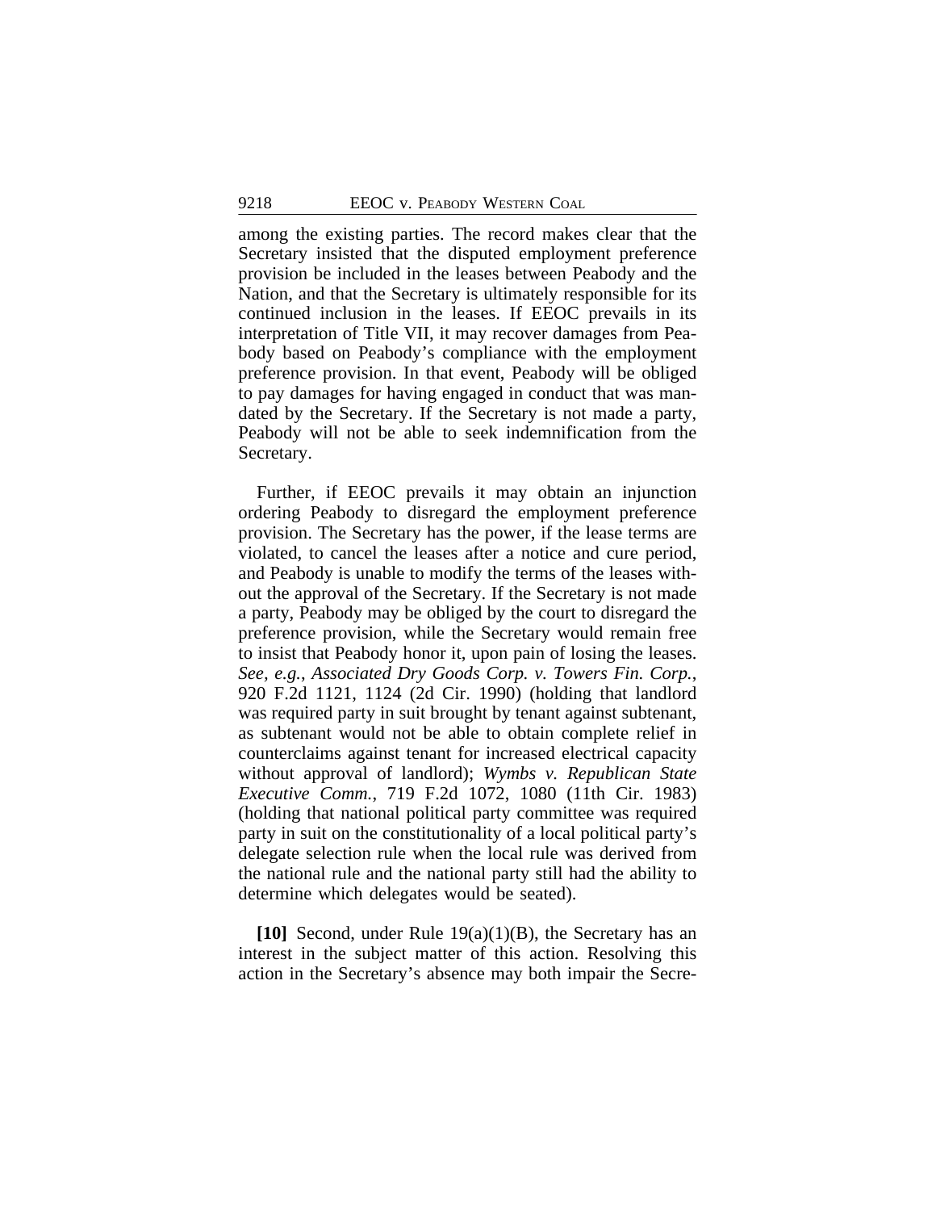among the existing parties. The record makes clear that the Secretary insisted that the disputed employment preference provision be included in the leases between Peabody and the Nation, and that the Secretary is ultimately responsible for its continued inclusion in the leases. If EEOC prevails in its interpretation of Title VII, it may recover damages from Peabody based on Peabody's compliance with the employment preference provision. In that event, Peabody will be obliged to pay damages for having engaged in conduct that was mandated by the Secretary. If the Secretary is not made a party, Peabody will not be able to seek indemnification from the Secretary.

Further, if EEOC prevails it may obtain an injunction ordering Peabody to disregard the employment preference provision. The Secretary has the power, if the lease terms are violated, to cancel the leases after a notice and cure period, and Peabody is unable to modify the terms of the leases without the approval of the Secretary. If the Secretary is not made a party, Peabody may be obliged by the court to disregard the preference provision, while the Secretary would remain free to insist that Peabody honor it, upon pain of losing the leases. *See, e.g.*, *Associated Dry Goods Corp. v. Towers Fin. Corp.*, 920 F.2d 1121, 1124 (2d Cir. 1990) (holding that landlord was required party in suit brought by tenant against subtenant, as subtenant would not be able to obtain complete relief in counterclaims against tenant for increased electrical capacity without approval of landlord); *Wymbs v. Republican State Executive Comm.*, 719 F.2d 1072, 1080 (11th Cir. 1983) (holding that national political party committee was required party in suit on the constitutionality of a local political party's delegate selection rule when the local rule was derived from the national rule and the national party still had the ability to determine which delegates would be seated).

**[10]** Second, under Rule 19(a)(1)(B), the Secretary has an interest in the subject matter of this action. Resolving this action in the Secretary's absence may both impair the Secre-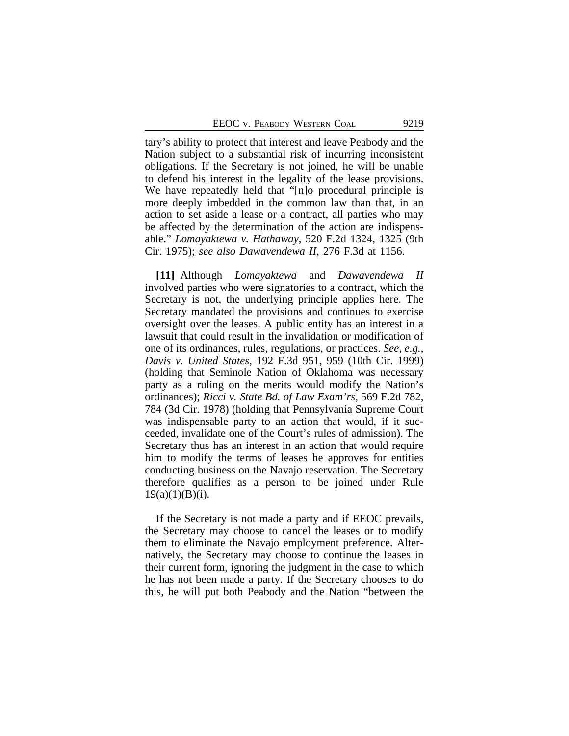tary's ability to protect that interest and leave Peabody and the Nation subject to a substantial risk of incurring inconsistent obligations. If the Secretary is not joined, he will be unable to defend his interest in the legality of the lease provisions. We have repeatedly held that "[n]o procedural principle is more deeply imbedded in the common law than that, in an action to set aside a lease or a contract, all parties who may be affected by the determination of the action are indispensable." *Lomayaktewa v. Hathaway*, 520 F.2d 1324, 1325 (9th Cir. 1975); *see also Dawavendewa II*, 276 F.3d at 1156.

**[11]** Although *Lomayaktewa* and *Dawavendewa II* involved parties who were signatories to a contract, which the Secretary is not, the underlying principle applies here. The Secretary mandated the provisions and continues to exercise oversight over the leases. A public entity has an interest in a lawsuit that could result in the invalidation or modification of one of its ordinances, rules, regulations, or practices. *See, e.g.*, *Davis v. United States*, 192 F.3d 951, 959 (10th Cir. 1999) (holding that Seminole Nation of Oklahoma was necessary party as a ruling on the merits would modify the Nation's ordinances); *Ricci v. State Bd. of Law Exam'rs*, 569 F.2d 782, 784 (3d Cir. 1978) (holding that Pennsylvania Supreme Court was indispensable party to an action that would, if it succeeded, invalidate one of the Court's rules of admission). The Secretary thus has an interest in an action that would require him to modify the terms of leases he approves for entities conducting business on the Navajo reservation. The Secretary therefore qualifies as a person to be joined under Rule 19(a)(1)(B)(i).

If the Secretary is not made a party and if EEOC prevails, the Secretary may choose to cancel the leases or to modify them to eliminate the Navajo employment preference. Alternatively, the Secretary may choose to continue the leases in their current form, ignoring the judgment in the case to which he has not been made a party. If the Secretary chooses to do this, he will put both Peabody and the Nation "between the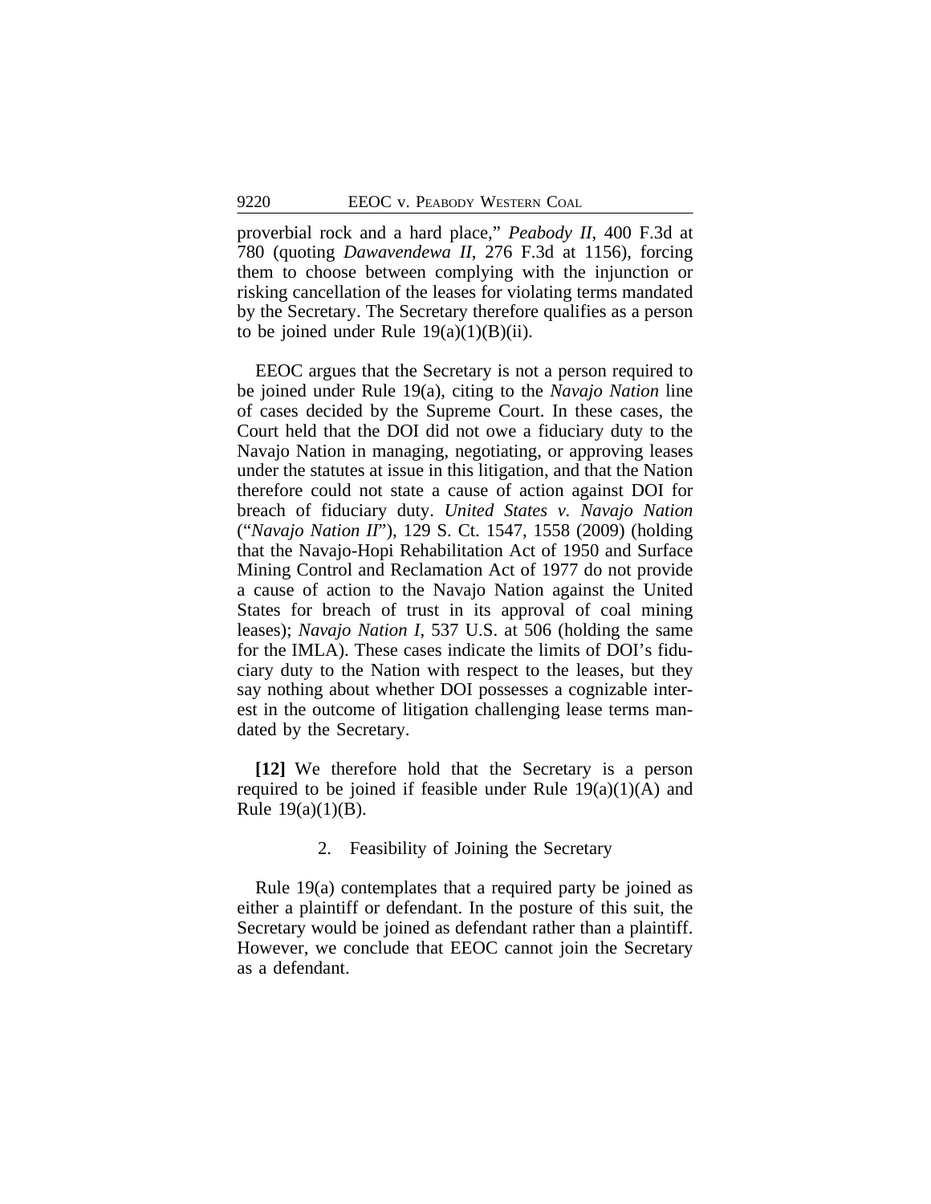proverbial rock and a hard place," *Peabody II*, 400 F.3d at 780 (quoting *Dawavendewa II*, 276 F.3d at 1156), forcing them to choose between complying with the injunction or risking cancellation of the leases for violating terms mandated by the Secretary. The Secretary therefore qualifies as a person to be joined under Rule 19(a)(1)(B)(ii).

EEOC argues that the Secretary is not a person required to be joined under Rule 19(a), citing to the *Navajo Nation* line of cases decided by the Supreme Court. In these cases, the Court held that the DOI did not owe a fiduciary duty to the Navajo Nation in managing, negotiating, or approving leases under the statutes at issue in this litigation, and that the Nation therefore could not state a cause of action against DOI for breach of fiduciary duty. *United States v. Navajo Nation* ("*Navajo Nation II*"), 129 S. Ct. 1547, 1558 (2009) (holding that the Navajo-Hopi Rehabilitation Act of 1950 and Surface Mining Control and Reclamation Act of 1977 do not provide a cause of action to the Navajo Nation against the United States for breach of trust in its approval of coal mining leases); *Navajo Nation I*, 537 U.S. at 506 (holding the same for the IMLA). These cases indicate the limits of DOI's fiduciary duty to the Nation with respect to the leases, but they say nothing about whether DOI possesses a cognizable interest in the outcome of litigation challenging lease terms mandated by the Secretary.

**[12]** We therefore hold that the Secretary is a person required to be joined if feasible under Rule 19(a)(1)(A) and Rule 19(a)(1)(B).

2. Feasibility of Joining the Secretary

Rule 19(a) contemplates that a required party be joined as either a plaintiff or defendant. In the posture of this suit, the Secretary would be joined as defendant rather than a plaintiff. However, we conclude that EEOC cannot join the Secretary as a defendant.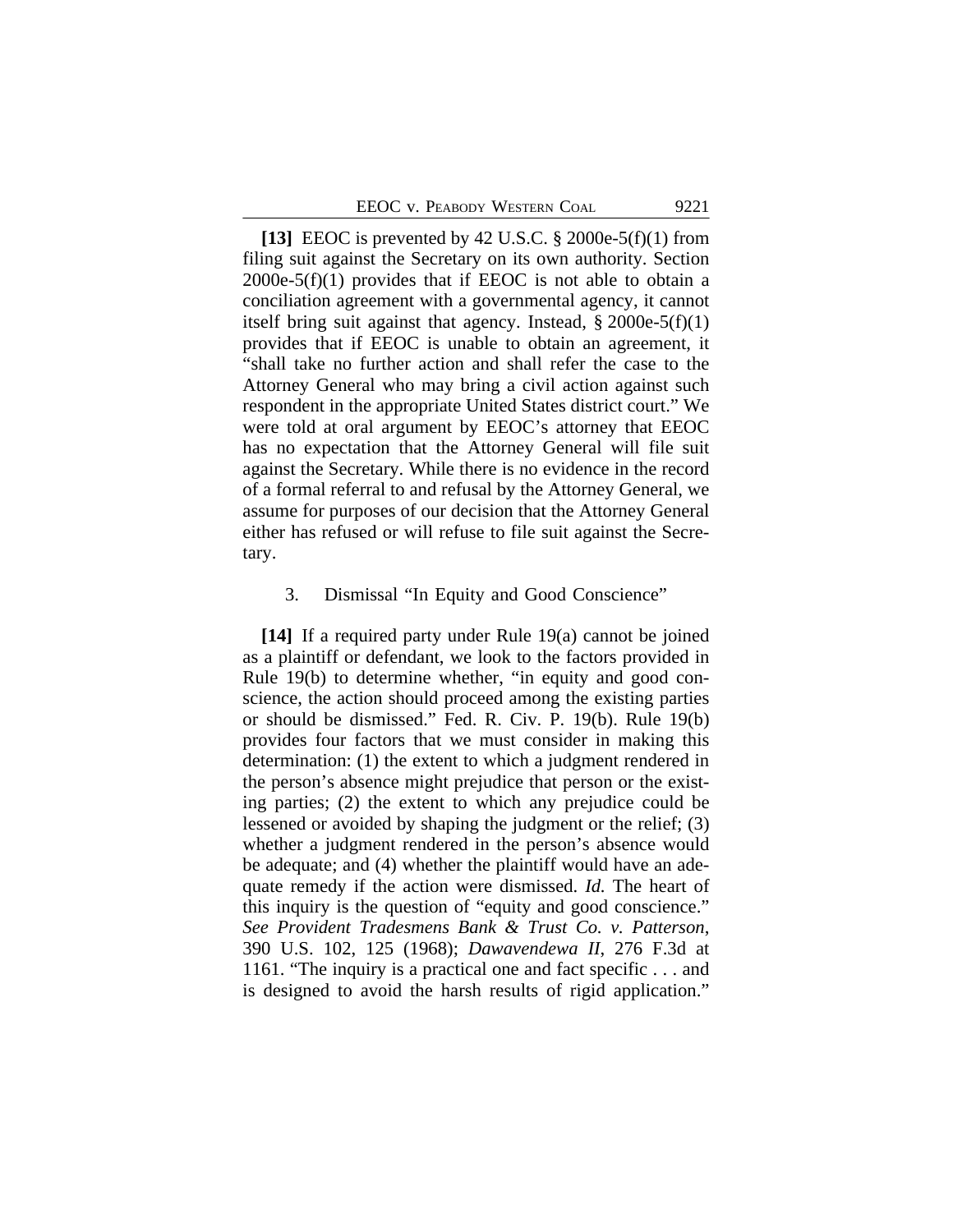**[13]** EEOC is prevented by 42 U.S.C. § 2000e-5(f)(1) from filing suit against the Secretary on its own authority. Section 2000e-5(f)(1) provides that if EEOC is not able to obtain a conciliation agreement with a governmental agency, it cannot itself bring suit against that agency. Instead, § 2000e-5(f)(1) provides that if EEOC is unable to obtain an agreement, it "shall take no further action and shall refer the case to the Attorney General who may bring a civil action against such respondent in the appropriate United States district court." We were told at oral argument by EEOC's attorney that EEOC has no expectation that the Attorney General will file suit against the Secretary. While there is no evidence in the record of a formal referral to and refusal by the Attorney General, we assume for purposes of our decision that the Attorney General either has refused or will refuse to file suit against the Secretary.

### 3. Dismissal "In Equity and Good Conscience"

**[14]** If a required party under Rule 19(a) cannot be joined as a plaintiff or defendant, we look to the factors provided in Rule 19(b) to determine whether, "in equity and good conscience, the action should proceed among the existing parties or should be dismissed." Fed. R. Civ. P. 19(b). Rule 19(b) provides four factors that we must consider in making this determination: (1) the extent to which a judgment rendered in the person's absence might prejudice that person or the existing parties; (2) the extent to which any prejudice could be lessened or avoided by shaping the judgment or the relief; (3) whether a judgment rendered in the person's absence would be adequate; and (4) whether the plaintiff would have an adequate remedy if the action were dismissed. *Id.* The heart of this inquiry is the question of "equity and good conscience." *See Provident Tradesmens Bank & Trust Co. v. Patterson*, 390 U.S. 102, 125 (1968); *Dawavendewa II*, 276 F.3d at 1161. "The inquiry is a practical one and fact specific . . . and is designed to avoid the harsh results of rigid application."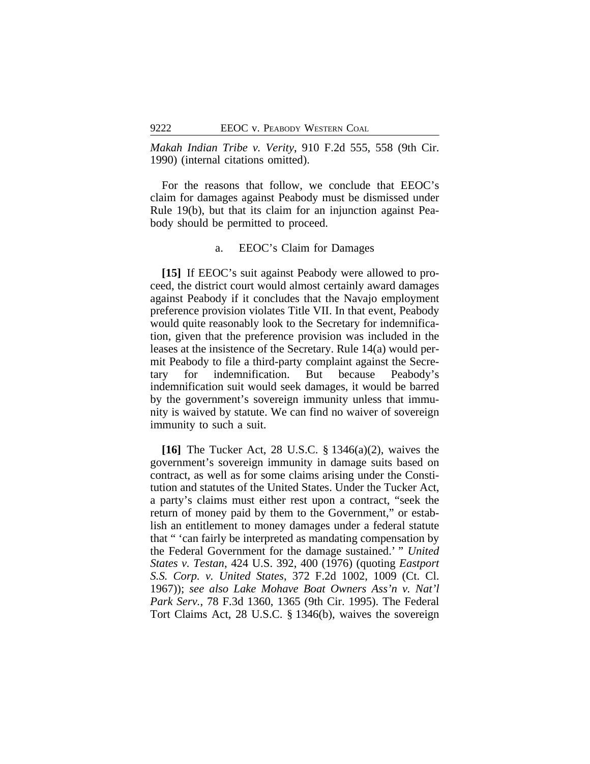*Makah Indian Tribe v. Verity*, 910 F.2d 555, 558 (9th Cir. 1990) (internal citations omitted).

For the reasons that follow, we conclude that EEOC's claim for damages against Peabody must be dismissed under Rule 19(b), but that its claim for an injunction against Peabody should be permitted to proceed.

a. EEOC's Claim for Damages

**[15]** If EEOC's suit against Peabody were allowed to proceed, the district court would almost certainly award damages against Peabody if it concludes that the Navajo employment preference provision violates Title VII. In that event, Peabody would quite reasonably look to the Secretary for indemnification, given that the preference provision was included in the leases at the insistence of the Secretary. Rule 14(a) would permit Peabody to file a third-party complaint against the Secretary for indemnification. But because Peabody's indemnification suit would seek damages, it would be barred by the government's sovereign immunity unless that immunity is waived by statute. We can find no waiver of sovereign immunity to such a suit.

**[16]** The Tucker Act, 28 U.S.C. § 1346(a)(2), waives the government's sovereign immunity in damage suits based on contract, as well as for some claims arising under the Constitution and statutes of the United States. Under the Tucker Act, a party's claims must either rest upon a contract, "seek the return of money paid by them to the Government," or establish an entitlement to money damages under a federal statute that " 'can fairly be interpreted as mandating compensation by the Federal Government for the damage sustained.' " *United States v. Testan*, 424 U.S. 392, 400 (1976) (quoting *Eastport S.S. Corp. v. United States*, 372 F.2d 1002, 1009 (Ct. Cl. 1967)); *see also Lake Mohave Boat Owners Ass'n v. Nat'l Park Serv.*, 78 F.3d 1360, 1365 (9th Cir. 1995). The Federal Tort Claims Act, 28 U.S.C. § 1346(b), waives the sovereign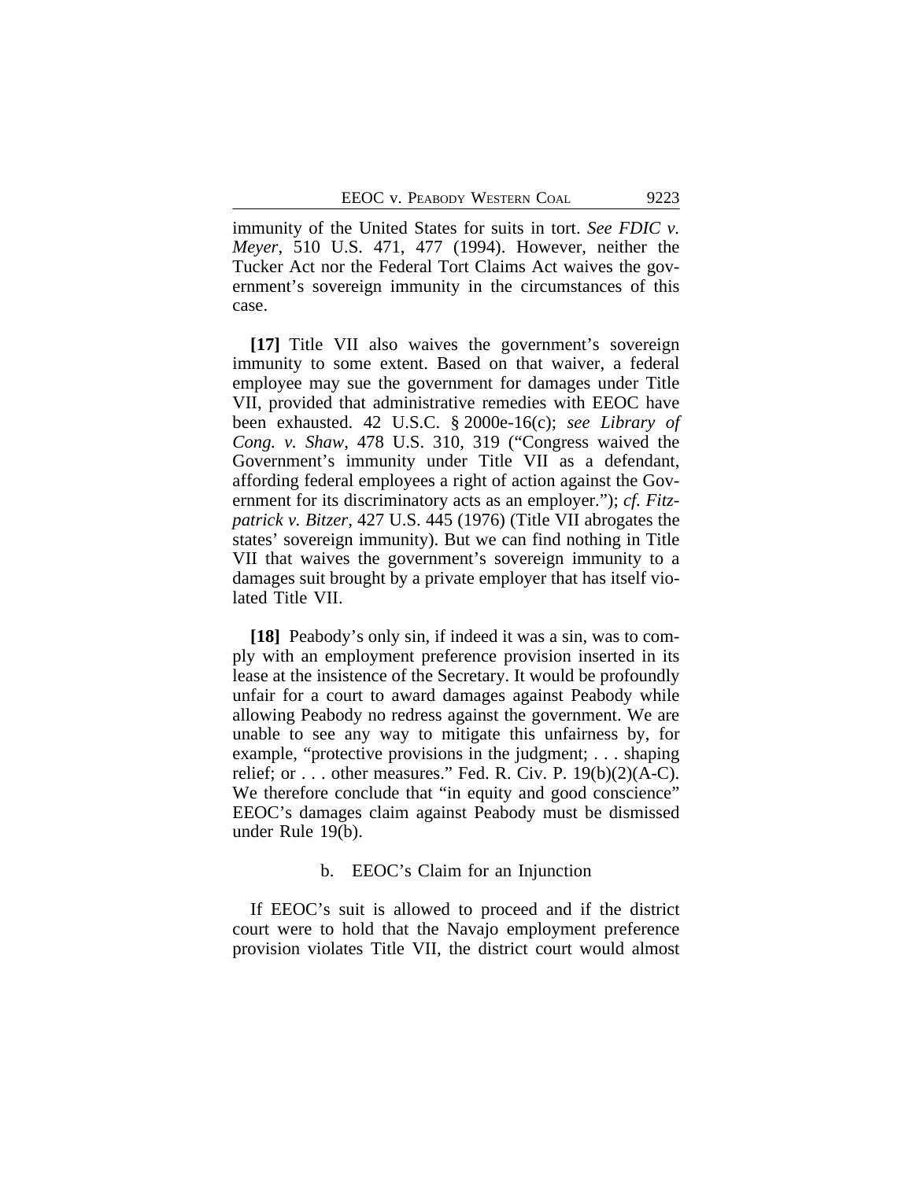immunity of the United States for suits in tort. *See FDIC v. Meyer*, 510 U.S. 471, 477 (1994). However, neither the Tucker Act nor the Federal Tort Claims Act waives the government's sovereign immunity in the circumstances of this case.

**[17]** Title VII also waives the government's sovereign immunity to some extent. Based on that waiver, a federal employee may sue the government for damages under Title VII, provided that administrative remedies with EEOC have been exhausted. 42 U.S.C. § 2000e-16(c); *see Library of Cong. v. Shaw*, 478 U.S. 310, 319 ("Congress waived the Government's immunity under Title VII as a defendant, affording federal employees a right of action against the Government for its discriminatory acts as an employer."); *cf. Fitzpatrick v. Bitzer*, 427 U.S. 445 (1976) (Title VII abrogates the states' sovereign immunity). But we can find nothing in Title VII that waives the government's sovereign immunity to a damages suit brought by a private employer that has itself violated Title VII.

**[18]** Peabody's only sin, if indeed it was a sin, was to comply with an employment preference provision inserted in its lease at the insistence of the Secretary. It would be profoundly unfair for a court to award damages against Peabody while allowing Peabody no redress against the government. We are unable to see any way to mitigate this unfairness by, for example, "protective provisions in the judgment; . . . shaping relief; or . . . other measures." Fed. R. Civ. P. 19(b)(2)(A-C). We therefore conclude that "in equity and good conscience" EEOC's damages claim against Peabody must be dismissed under Rule 19(b).

b. EEOC's Claim for an Injunction

If EEOC's suit is allowed to proceed and if the district court were to hold that the Navajo employment preference provision violates Title VII, the district court would almost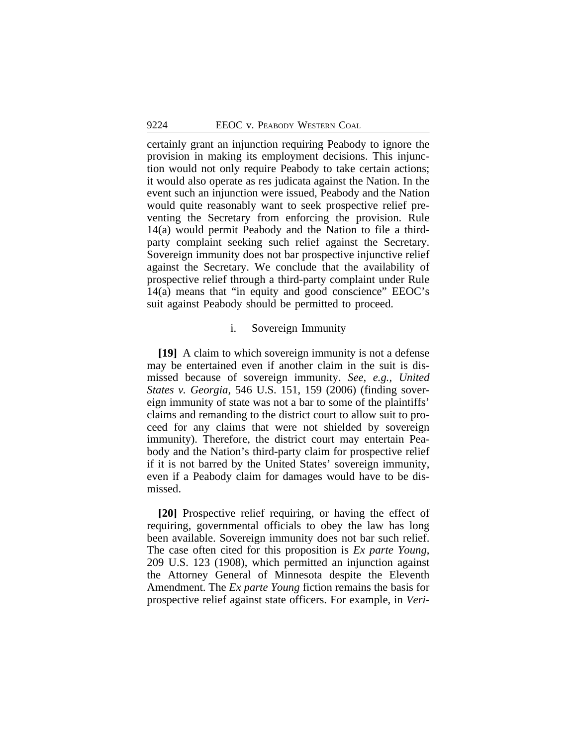certainly grant an injunction requiring Peabody to ignore the provision in making its employment decisions. This injunction would not only require Peabody to take certain actions; it would also operate as res judicata against the Nation. In the event such an injunction were issued, Peabody and the Nation would quite reasonably want to seek prospective relief preventing the Secretary from enforcing the provision. Rule 14(a) would permit Peabody and the Nation to file a third-party complaint seeking such relief against the Secretary. Sovereign immunity does not bar prospective injunctive relief against the Secretary. We conclude that the availability of prospective relief through a third-party complaint under Rule 14(a) means that "in equity and good conscience" EEOC's suit against Peabody should be permitted to proceed.

i. Sovereign Immunity

**[19]** A claim to which sovereign immunity is not a defense may be entertained even if another claim in the suit is dismissed because of sovereign immunity. *See, e.g.*, *United States v. Georgia*, 546 U.S. 151, 159 (2006) (finding sovereign immunity of state was not a bar to some of the plaintiffs' claims and remanding to the district court to allow suit to proceed for any claims that were not shielded by sovereign immunity). Therefore, the district court may entertain Peabody and the Nation's third-party claim for prospective relief if it is not barred by the United States' sovereign immunity, even if a Peabody claim for damages would have to be dismissed.

**[20]** Prospective relief requiring, or having the effect of requiring, governmental officials to obey the law has long been available. Sovereign immunity does not bar such relief. The case often cited for this proposition is *Ex parte Young*, 209 U.S. 123 (1908), which permitted an injunction against the Attorney General of Minnesota despite the Eleventh Amendment. The *Ex parte Young* fiction remains the basis for prospective relief against state officers. For example, in *Veri-*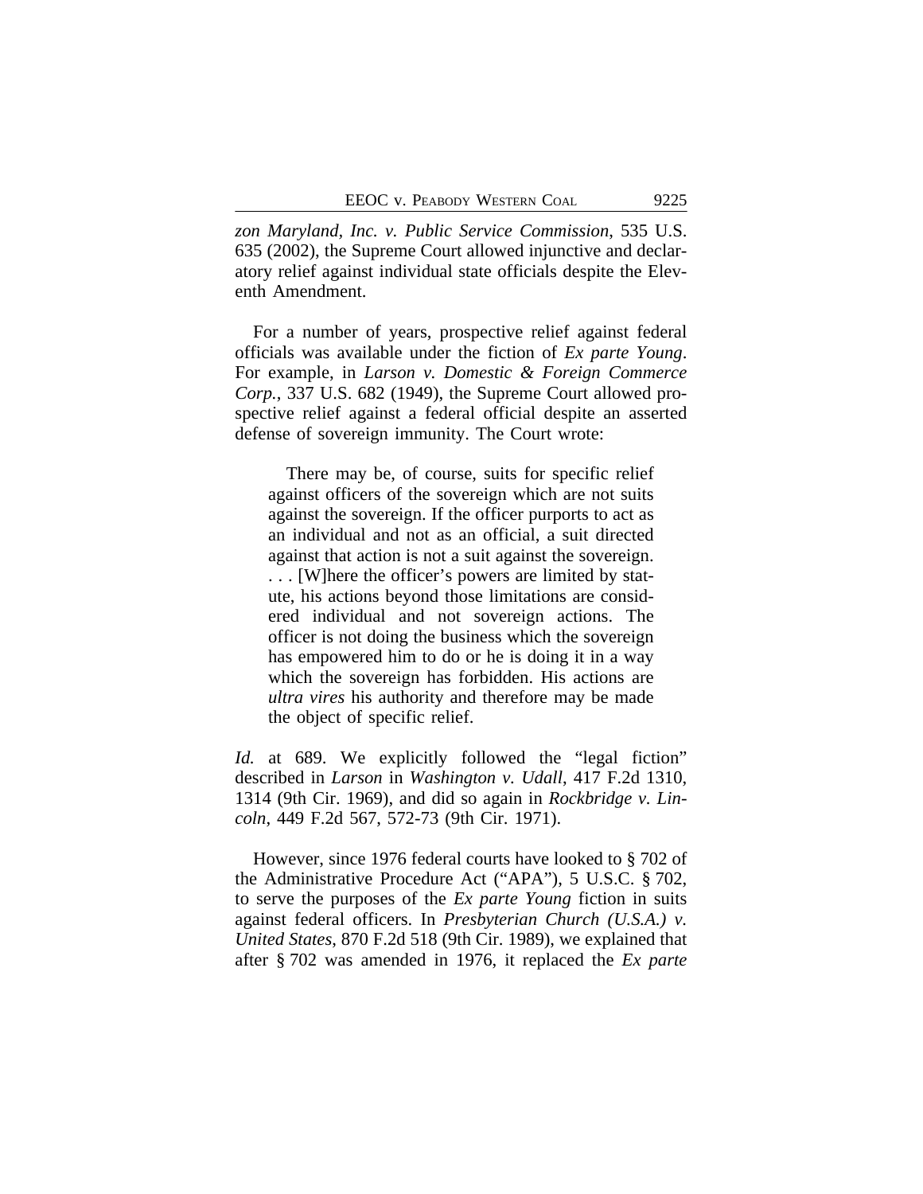*zon Maryland, Inc. v. Public Service Commission*, 535 U.S. 635 (2002), the Supreme Court allowed injunctive and declaratory relief against individual state officials despite the Eleventh Amendment.

For a number of years, prospective relief against federal officials was available under the fiction of *Ex parte Young*. For example, in *Larson v. Domestic & Foreign Commerce Corp.*, 337 U.S. 682 (1949), the Supreme Court allowed prospective relief against a federal official despite an asserted defense of sovereign immunity. The Court wrote:

> There may be, of course, suits for specific relief against officers of the sovereign which are not suits against the sovereign. If the officer purports to act as an individual and not as an official, a suit directed against that action is not a suit against the sovereign. . . . [W]here the officer's powers are limited by statute, his actions beyond those limitations are considered individual and not sovereign actions. The officer is not doing the business which the sovereign has empowered him to do or he is doing it in a way which the sovereign has forbidden. His actions are *ultra vires* his authority and therefore may be made the object of specific relief.

*Id.* at 689. We explicitly followed the "legal fiction" described in *Larson* in *Washington v. Udall*, 417 F.2d 1310, 1314 (9th Cir. 1969), and did so again in *Rockbridge v. Lincoln*, 449 F.2d 567, 572-73 (9th Cir. 1971).

However, since 1976 federal courts have looked to § 702 of the Administrative Procedure Act ("APA"), 5 U.S.C. § 702, to serve the purposes of the *Ex parte Young* fiction in suits against federal officers. In *Presbyterian Church (U.S.A.) v. United States*, 870 F.2d 518 (9th Cir. 1989), we explained that after § 702 was amended in 1976, it replaced the *Ex parte*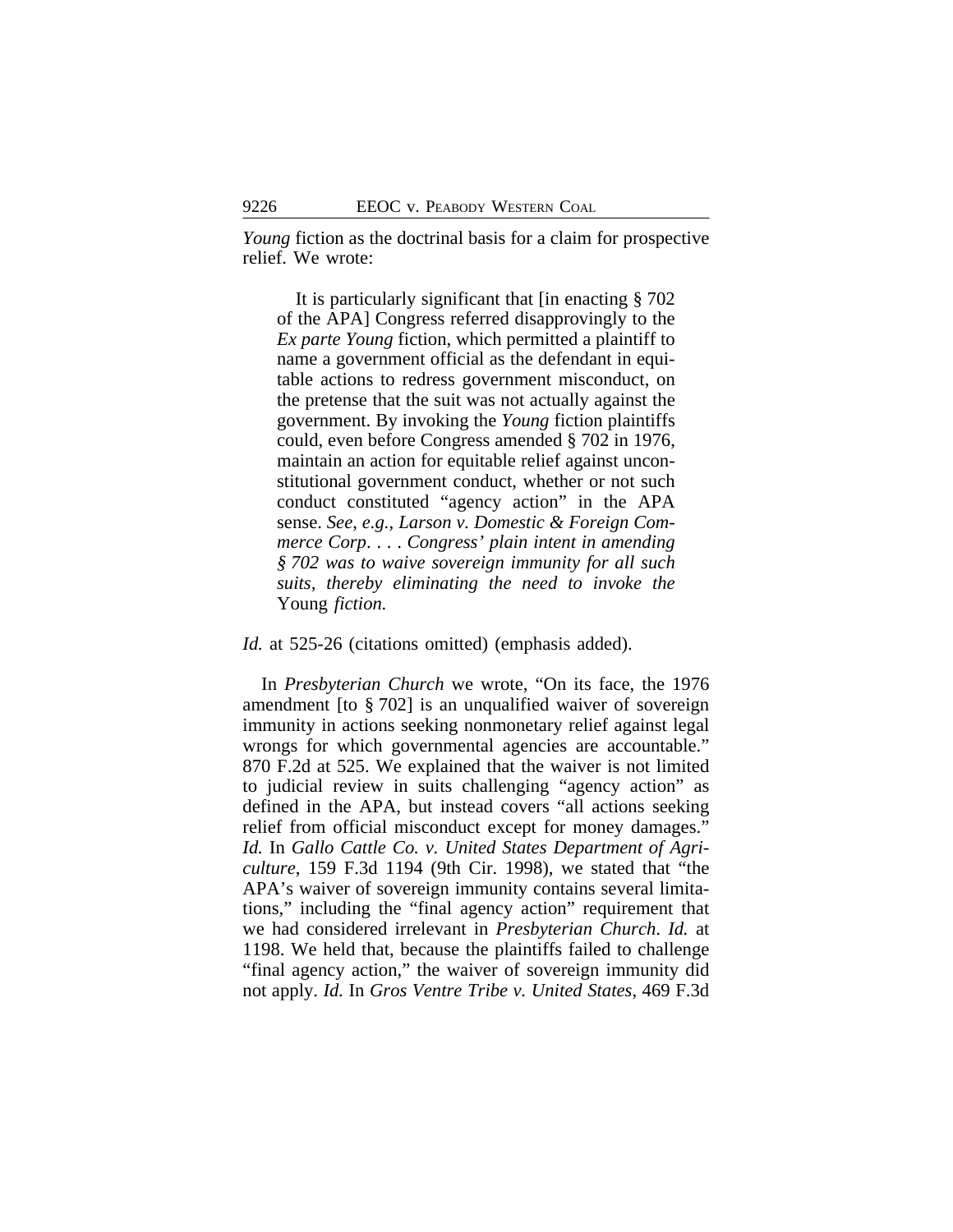*Young* fiction as the doctrinal basis for a claim for prospective relief. We wrote:

> It is particularly significant that [in enacting § 702 of the APA] Congress referred disapprovingly to the *Ex parte Young* fiction, which permitted a plaintiff to name a government official as the defendant in equitable actions to redress government misconduct, on the pretense that the suit was not actually against the government. By invoking the *Young* fiction plaintiffs could, even before Congress amended § 702 in 1976, maintain an action for equitable relief against unconstitutional government conduct, whether or not such conduct constituted "agency action" in the APA sense. *See, e.g., Larson v. Domestic & Foreign Commerce Corp*. . . . *Congress' plain intent in amending § 702 was to waive sovereign immunity for all such suits, thereby eliminating the need to invoke the* Young *fiction.*

*Id.* at 525-26 (citations omitted) (emphasis added).

In *Presbyterian Church* we wrote, "On its face, the 1976 amendment [to § 702] is an unqualified waiver of sovereign immunity in actions seeking nonmonetary relief against legal wrongs for which governmental agencies are accountable." 870 F.2d at 525. We explained that the waiver is not limited to judicial review in suits challenging "agency action" as defined in the APA, but instead covers "all actions seeking relief from official misconduct except for money damages." *Id.* In *Gallo Cattle Co. v. United States Department of Agriculture*, 159 F.3d 1194 (9th Cir. 1998), we stated that "the APA's waiver of sovereign immunity contains several limitations," including the "final agency action" requirement that we had considered irrelevant in *Presbyterian Church*. *Id.* at 1198. We held that, because the plaintiffs failed to challenge "final agency action," the waiver of sovereign immunity did not apply. *Id.* In *Gros Ventre Tribe v. United States*, 469 F.3d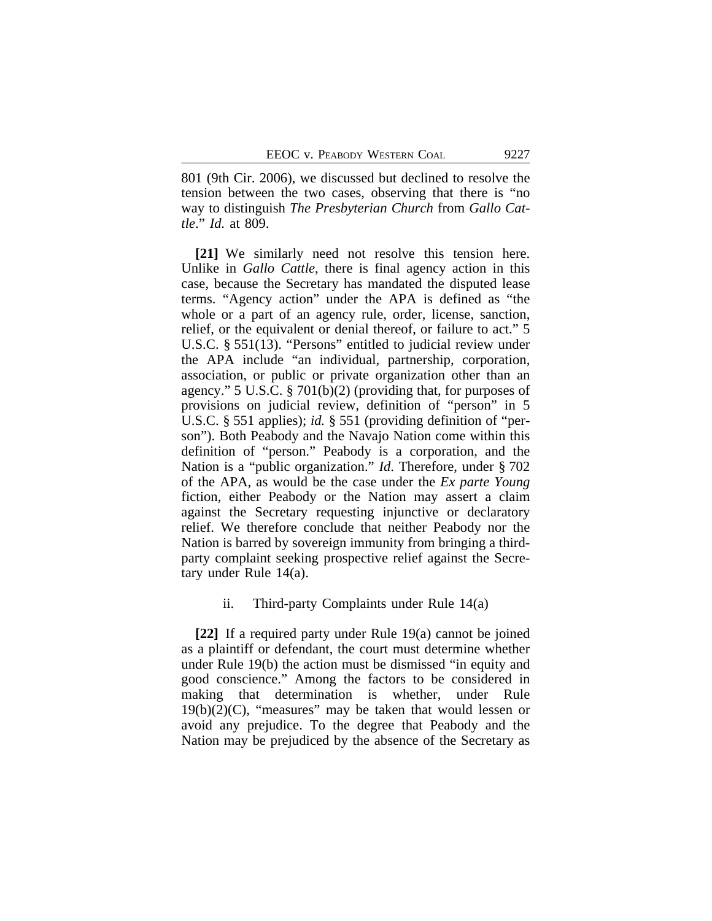801 (9th Cir. 2006), we discussed but declined to resolve the tension between the two cases, observing that there is "no way to distinguish *The Presbyterian Church* from *Gallo Cattle*." *Id.* at 809.

**[21]** We similarly need not resolve this tension here. Unlike in *Gallo Cattle*, there is final agency action in this case, because the Secretary has mandated the disputed lease terms. "Agency action" under the APA is defined as "the whole or a part of an agency rule, order, license, sanction, relief, or the equivalent or denial thereof, or failure to act." 5 U.S.C. § 551(13). "Persons" entitled to judicial review under the APA include "an individual, partnership, corporation, association, or public or private organization other than an agency." 5 U.S.C. § 701(b)(2) (providing that, for purposes of provisions on judicial review, definition of "person" in 5 U.S.C. § 551 applies); *id.* § 551 (providing definition of "person"). Both Peabody and the Navajo Nation come within this definition of "person." Peabody is a corporation, and the Nation is a "public organization." *Id*. Therefore, under § 702 of the APA, as would be the case under the *Ex parte Young* fiction, either Peabody or the Nation may assert a claim against the Secretary requesting injunctive or declaratory relief. We therefore conclude that neither Peabody nor the Nation is barred by sovereign immunity from bringing a third-party complaint seeking prospective relief against the Secretary under Rule 14(a).

ii. Third-party Complaints under Rule 14(a)

**[22]** If a required party under Rule 19(a) cannot be joined as a plaintiff or defendant, the court must determine whether under Rule 19(b) the action must be dismissed "in equity and good conscience." Among the factors to be considered in making that determination is whether, under Rule 19(b)(2)(C), "measures" may be taken that would lessen or avoid any prejudice. To the degree that Peabody and the Nation may be prejudiced by the absence of the Secretary as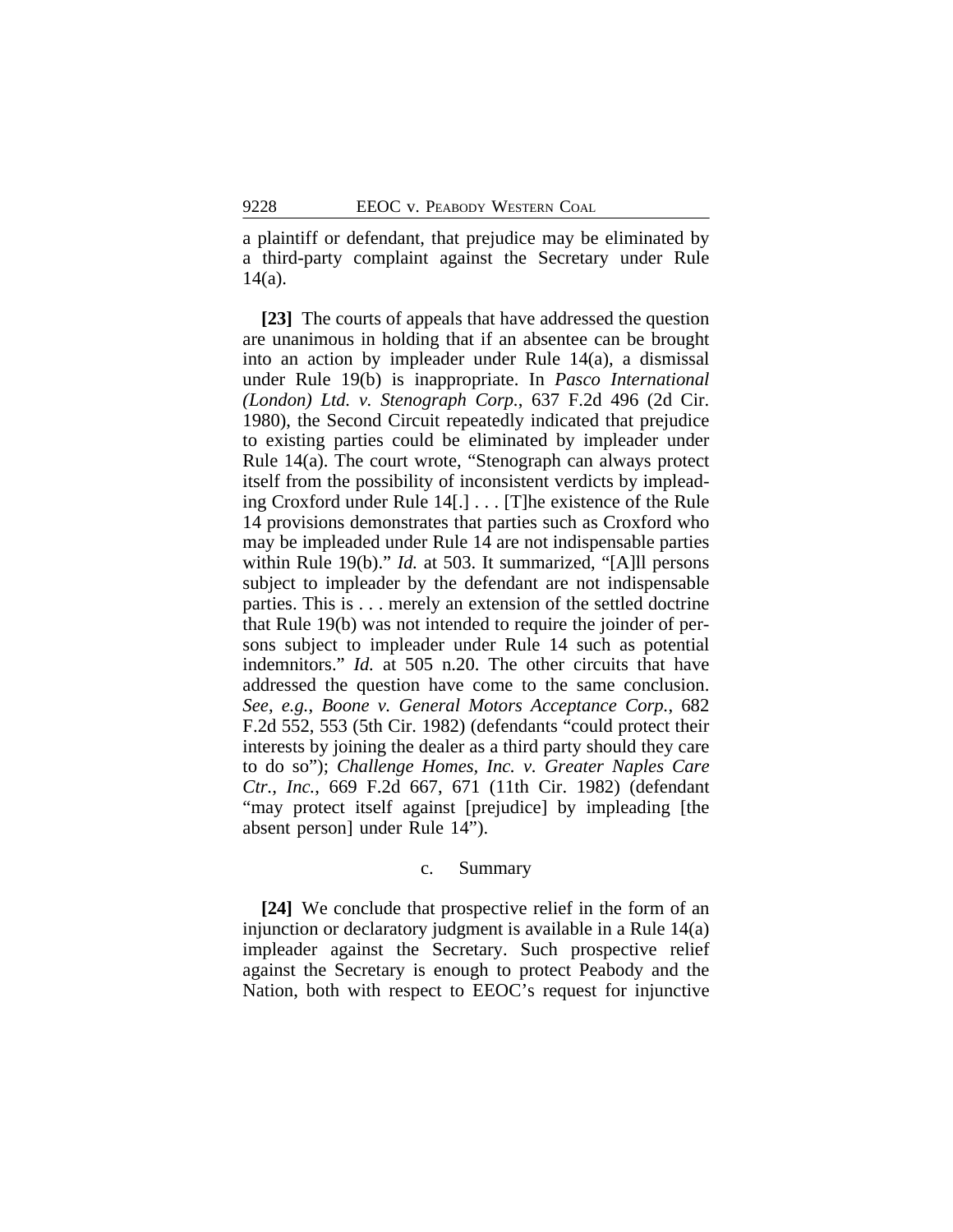a plaintiff or defendant, that prejudice may be eliminated by a third-party complaint against the Secretary under Rule 14(a).

**[23]** The courts of appeals that have addressed the question are unanimous in holding that if an absentee can be brought into an action by impleader under Rule 14(a), a dismissal under Rule 19(b) is inappropriate. In *Pasco International (London) Ltd. v. Stenograph Corp.*, 637 F.2d 496 (2d Cir. 1980), the Second Circuit repeatedly indicated that prejudice to existing parties could be eliminated by impleader under Rule 14(a). The court wrote, "Stenograph can always protect itself from the possibility of inconsistent verdicts by impleading Croxford under Rule 14[.] . . . [T]he existence of the Rule 14 provisions demonstrates that parties such as Croxford who may be impleaded under Rule 14 are not indispensable parties within Rule 19(b)." *Id.* at 503. It summarized, "[A]ll persons subject to impleader by the defendant are not indispensable parties. This is . . . merely an extension of the settled doctrine that Rule 19(b) was not intended to require the joinder of persons subject to impleader under Rule 14 such as potential indemnitors." *Id.* at 505 n.20. The other circuits that have addressed the question have come to the same conclusion. *See, e.g.*, *Boone v. General Motors Acceptance Corp.*, 682 F.2d 552, 553 (5th Cir. 1982) (defendants "could protect their interests by joining the dealer as a third party should they care to do so"); *Challenge Homes, Inc. v. Greater Naples Care Ctr., Inc.*, 669 F.2d 667, 671 (11th Cir. 1982) (defendant "may protect itself against [prejudice] by impleading [the absent person] under Rule 14").

c. Summary

**[24]** We conclude that prospective relief in the form of an injunction or declaratory judgment is available in a Rule 14(a) impleader against the Secretary. Such prospective relief against the Secretary is enough to protect Peabody and the Nation, both with respect to EEOC's request for injunctive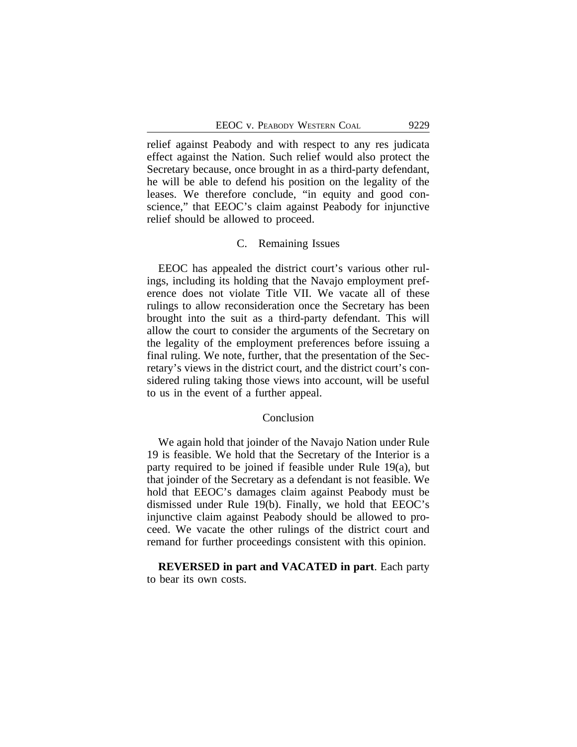relief against Peabody and with respect to any res judicata effect against the Nation. Such relief would also protect the Secretary because, once brought in as a third-party defendant, he will be able to defend his position on the legality of the leases. We therefore conclude, "in equity and good conscience," that EEOC's claim against Peabody for injunctive relief should be allowed to proceed.

### C. Remaining Issues

EEOC has appealed the district court's various other rulings, including its holding that the Navajo employment preference does not violate Title VII. We vacate all of these rulings to allow reconsideration once the Secretary has been brought into the suit as a third-party defendant. This will allow the court to consider the arguments of the Secretary on the legality of the employment preferences before issuing a final ruling. We note, further, that the presentation of the Secretary's views in the district court, and the district court's considered ruling taking those views into account, will be useful to us in the event of a further appeal.

## Conclusion

We again hold that joinder of the Navajo Nation under Rule 19 is feasible. We hold that the Secretary of the Interior is a party required to be joined if feasible under Rule 19(a), but that joinder of the Secretary as a defendant is not feasible. We hold that EEOC's damages claim against Peabody must be dismissed under Rule 19(b). Finally, we hold that EEOC's injunctive claim against Peabody should be allowed to proceed. We vacate the other rulings of the district court and remand for further proceedings consistent with this opinion.

**REVERSED in part and VACATED in part**. Each party to bear its own costs.